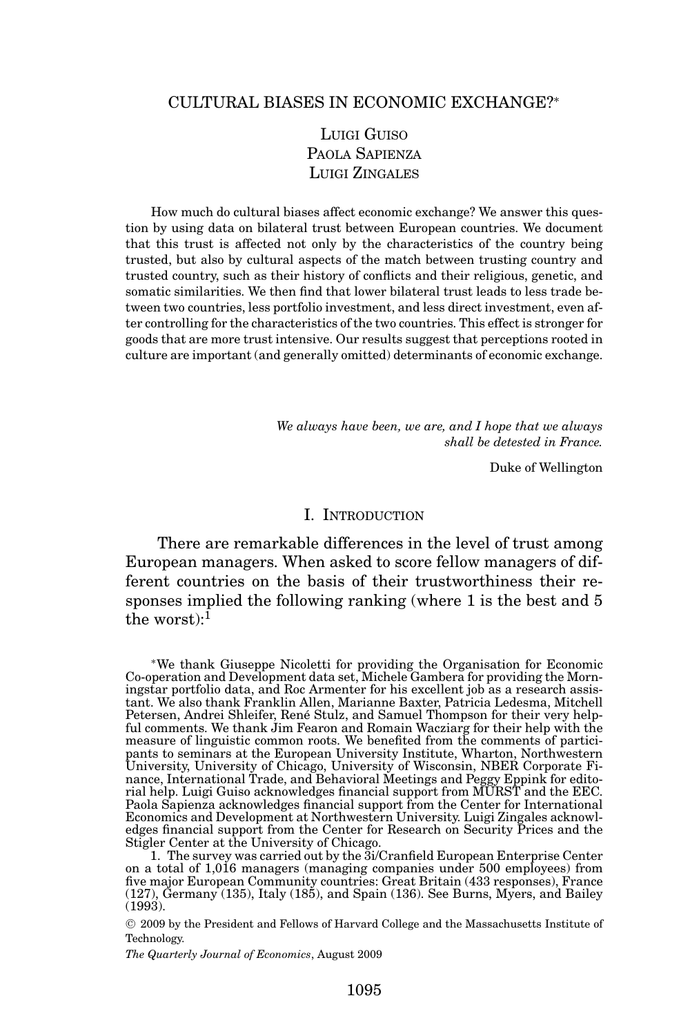# CULTURAL BIASES IN ECONOMIC EXCHANGE?*

LUIGI GUISO
PAOLA SAPIENZA
LUIGI ZINGALES

How much do cultural biases affect economic exchange? We answer this question by using data on bilateral trust between European countries. We document that this trust is affected not only by the characteristics of the country being trusted, but also by cultural aspects of the match between trusting country and trusted country, such as their history of conflicts and their religious, genetic, and somatic similarities. We then find that lower bilateral trust leads to less trade between two countries, less portfolio investment, and less direct investment, even after controlling for the characteristics of the two countries. This effect is stronger for goods that are more trust intensive. Our results suggest that perceptions rooted in culture are important (and generally omitted) determinants of economic exchange.

*We always have been, we are, and I hope that we always shall be detested in France.*

Duke of Wellington

## I. INTRODUCTION

There are remarkable differences in the level of trust among European managers. When asked to score fellow managers of different countries on the basis of their trustworthiness their responses implied the following ranking (where 1 is the best and 5 the worst):[1]

*We thank Giuseppe Nicoletti for providing the Organisation for Economic Co-operation and Development data set, Michele Gambera for providing the Morningstar portfolio data, and Roc Armenter for his excellent job as a research assistant. We also thank Franklin Allen, Marianne Baxter, Patricia Ledesma, Mitchell Petersen, Andrei Shleifer, René Stulz, and Samuel Thompson for their very helpful comments. We thank Jim Fearon and Romain Wacziarg for their help with the measure of linguistic common roots. We benefited from the comments of participants to seminars at the European University Institute, Wharton, Northwestern University, University of Chicago, University of Wisconsin, NBER Corporate Finance, International Trade, and Behavioral Meetings and Peggy Eppink for editorial help. Luigi Guiso acknowledges financial support from MURST and the EEC. Paola Sapienza acknowledges financial support from the Center for International Economics and Development at Northwestern University. Luigi Zingales acknowledges financial support from the Center for Research on Security Prices and the Stigler Center at the University of Chicago.

1. The survey was carried out by the 3i/Cranfield European Enterprise Center on a total of 1,016 managers (managing companies under 500 employees) from five major European Community countries: Great Britain (433 responses), France (127), Germany (135), Italy (185), and Spain (136). See Burns, Myers, and Bailey (1993).

© 2009 by the President and Fellows of Harvard College and the Massachusetts Institute of Technology.

*The Quarterly Journal of Economics*, August 2009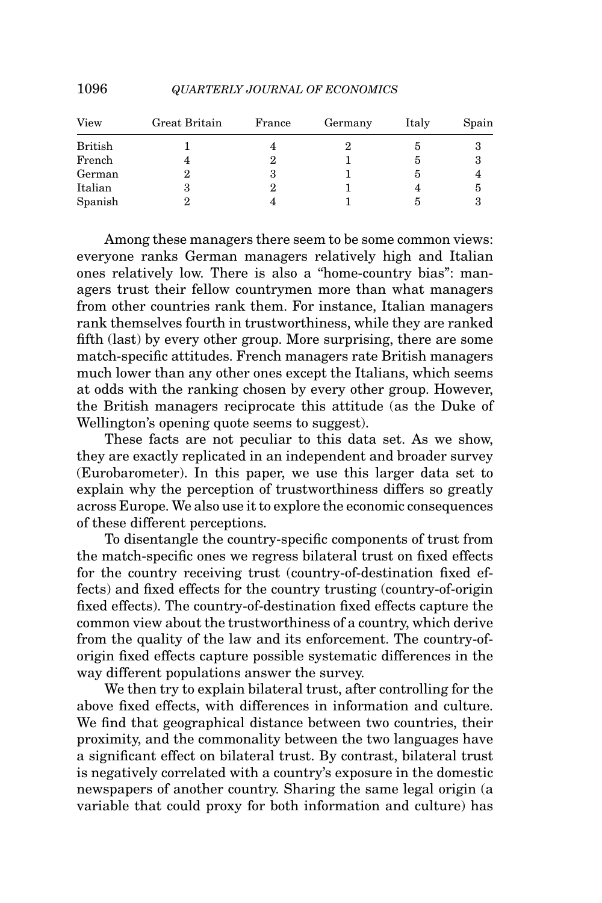| View | Great Britain | France | Germany | Italy | Spain |
|---|---|---|---|---|---|
| British | 1 | 4 | 2 | 5 | 3 |
| French | 4 | 2 | 1 | 5 | 3 |
| German | 2 | 3 | 1 | 5 | 4 |
| Italian | 3 | 2 | 1 | 4 | 5 |
| Spanish | 2 | 4 | 1 | 5 | 3 |

Among these managers there seem to be some common views: everyone ranks German managers relatively high and Italian ones relatively low. There is also a "home-country bias": managers trust their fellow countrymen more than what managers from other countries rank them. For instance, Italian managers rank themselves fourth in trustworthiness, while they are ranked fifth (last) by every other group. More surprising, there are some match-specific attitudes. French managers rate British managers much lower than any other ones except the Italians, which seems at odds with the ranking chosen by every other group. However, the British managers reciprocate this attitude (as the Duke of Wellington's opening quote seems to suggest).

These facts are not peculiar to this data set. As we show, they are exactly replicated in an independent and broader survey (Eurobarometer). In this paper, we use this larger data set to explain why the perception of trustworthiness differs so greatly across Europe. We also use it to explore the economic consequences of these different perceptions.

To disentangle the country-specific components of trust from the match-specific ones we regress bilateral trust on fixed effects for the country receiving trust (country-of-destination fixed effects) and fixed effects for the country trusting (country-of-origin fixed effects). The country-of-destination fixed effects capture the common view about the trustworthiness of a country, which derive from the quality of the law and its enforcement. The country-of-origin fixed effects capture possible systematic differences in the way different populations answer the survey.

We then try to explain bilateral trust, after controlling for the above fixed effects, with differences in information and culture. We find that geographical distance between two countries, their proximity, and the commonality between the two languages have a significant effect on bilateral trust. By contrast, bilateral trust is negatively correlated with a country's exposure in the domestic newspapers of another country. Sharing the same legal origin (a variable that could proxy for both information and culture) has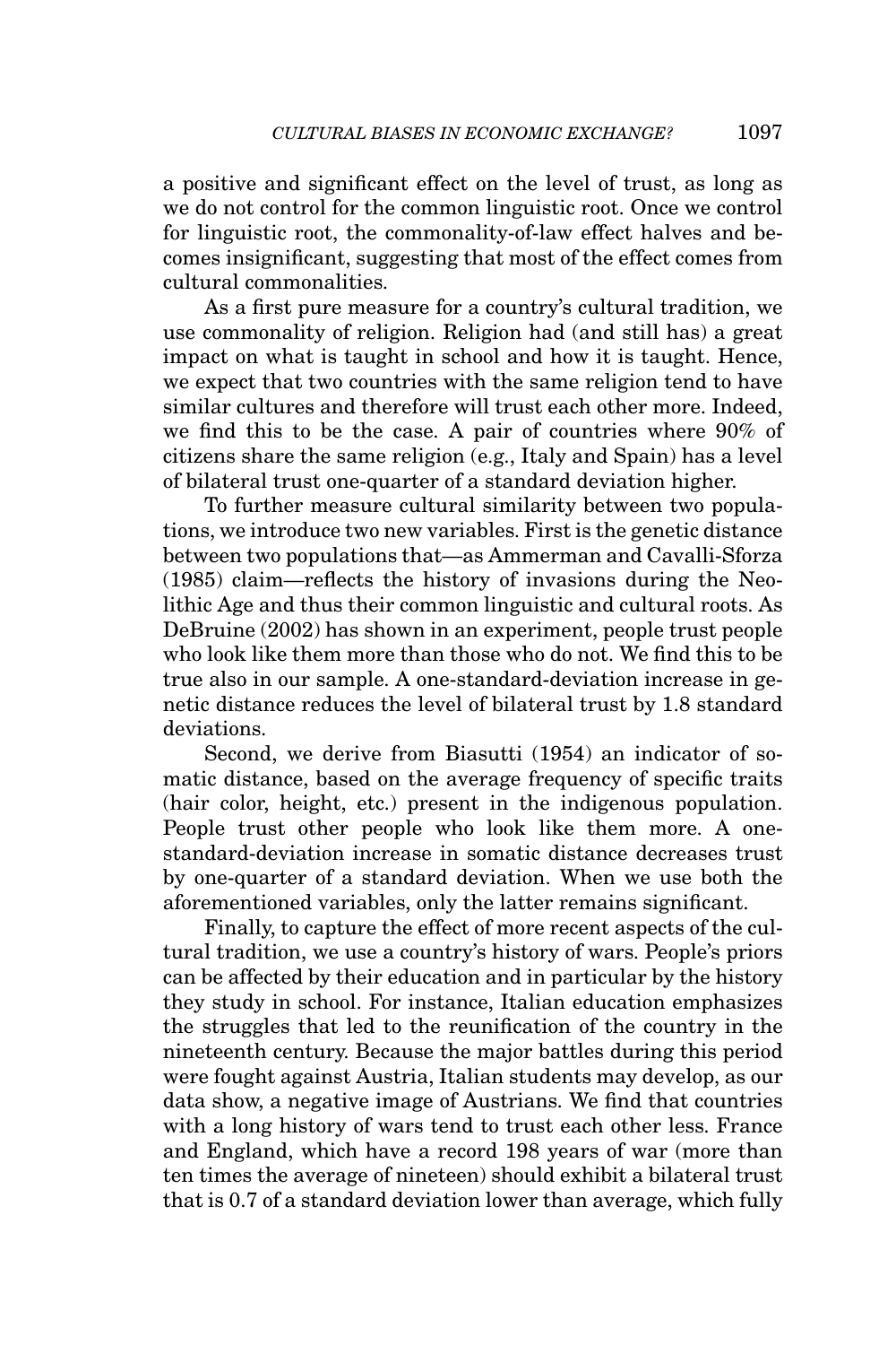a positive and significant effect on the level of trust, as long as we do not control for the common linguistic root. Once we control for linguistic root, the commonality-of-law effect halves and becomes insignificant, suggesting that most of the effect comes from cultural commonalities.

As a first pure measure for a country's cultural tradition, we use commonality of religion. Religion had (and still has) a great impact on what is taught in school and how it is taught. Hence, we expect that two countries with the same religion tend to have similar cultures and therefore will trust each other more. Indeed, we find this to be the case. A pair of countries where 90% of citizens share the same religion (e.g., Italy and Spain) has a level of bilateral trust one-quarter of a standard deviation higher.

To further measure cultural similarity between two populations, we introduce two new variables. First is the genetic distance between two populations that—as Ammerman and Cavalli-Sforza (1985) claim—reflects the history of invasions during the Neolithic Age and thus their common linguistic and cultural roots. As DeBruine (2002) has shown in an experiment, people trust people who look like them more than those who do not. We find this to be true also in our sample. A one-standard-deviation increase in genetic distance reduces the level of bilateral trust by 1.8 standard deviations.

Second, we derive from Biasutti (1954) an indicator of somatic distance, based on the average frequency of specific traits (hair color, height, etc.) present in the indigenous population. People trust other people who look like them more. A one-standard-deviation increase in somatic distance decreases trust by one-quarter of a standard deviation. When we use both the aforementioned variables, only the latter remains significant.

Finally, to capture the effect of more recent aspects of the cultural tradition, we use a country's history of wars. People's priors can be affected by their education and in particular by the history they study in school. For instance, Italian education emphasizes the struggles that led to the reunification of the country in the nineteenth century. Because the major battles during this period were fought against Austria, Italian students may develop, as our data show, a negative image of Austrians. We find that countries with a long history of wars tend to trust each other less. France and England, which have a record 198 years of war (more than ten times the average of nineteen) should exhibit a bilateral trust that is 0.7 of a standard deviation lower than average, which fully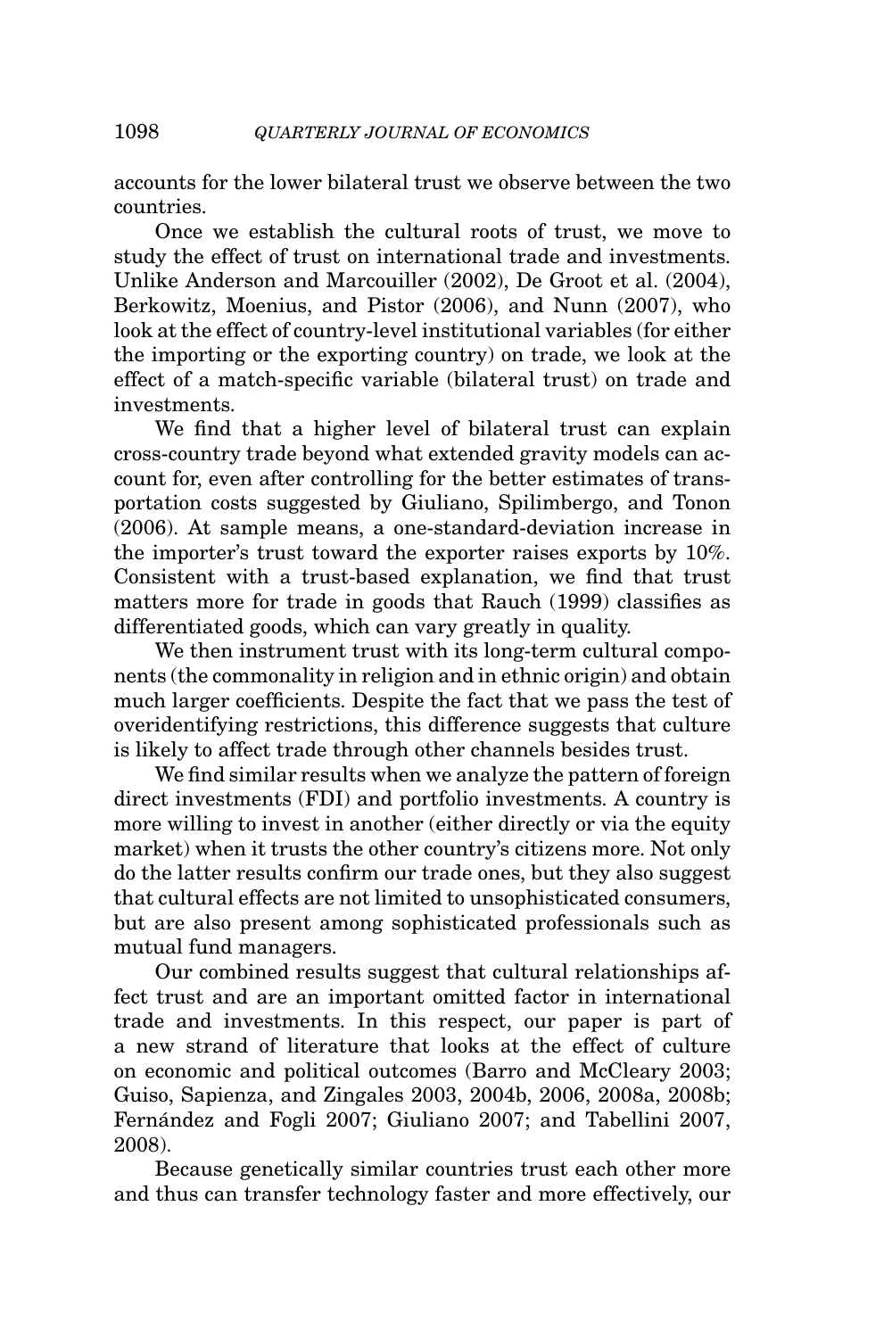accounts for the lower bilateral trust we observe between the two countries.

Once we establish the cultural roots of trust, we move to study the effect of trust on international trade and investments. Unlike Anderson and Marcouiller (2002), De Groot et al. (2004), Berkowitz, Moenius, and Pistor (2006), and Nunn (2007), who look at the effect of country-level institutional variables (for either the importing or the exporting country) on trade, we look at the effect of a match-specific variable (bilateral trust) on trade and investments.

We find that a higher level of bilateral trust can explain cross-country trade beyond what extended gravity models can account for, even after controlling for the better estimates of transportation costs suggested by Giuliano, Spilimbergo, and Tonon (2006). At sample means, a one-standard-deviation increase in the importer's trust toward the exporter raises exports by 10%. Consistent with a trust-based explanation, we find that trust matters more for trade in goods that Rauch (1999) classifies as differentiated goods, which can vary greatly in quality.

We then instrument trust with its long-term cultural components (the commonality in religion and in ethnic origin) and obtain much larger coefficients. Despite the fact that we pass the test of overidentifying restrictions, this difference suggests that culture is likely to affect trade through other channels besides trust.

We find similar results when we analyze the pattern of foreign direct investments (FDI) and portfolio investments. A country is more willing to invest in another (either directly or via the equity market) when it trusts the other country's citizens more. Not only do the latter results confirm our trade ones, but they also suggest that cultural effects are not limited to unsophisticated consumers, but are also present among sophisticated professionals such as mutual fund managers.

Our combined results suggest that cultural relationships affect trust and are an important omitted factor in international trade and investments. In this respect, our paper is part of a new strand of literature that looks at the effect of culture on economic and political outcomes (Barro and McCleary 2003; Guiso, Sapienza, and Zingales 2003, 2004b, 2006, 2008a, 2008b; Fernández and Fogli 2007; Giuliano 2007; and Tabellini 2007, 2008).

Because genetically similar countries trust each other more and thus can transfer technology faster and more effectively, our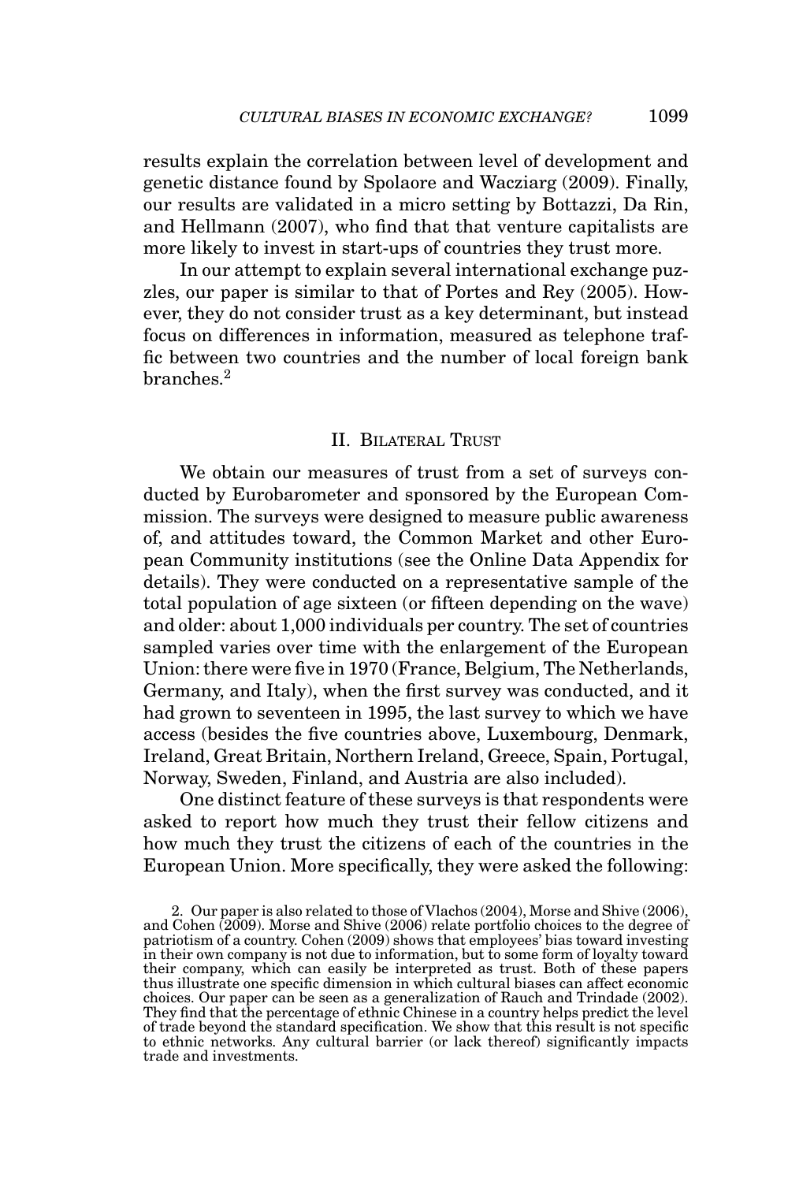results explain the correlation between level of development and genetic distance found by Spolaore and Wacziarg (2009). Finally, our results are validated in a micro setting by Bottazzi, Da Rin, and Hellmann (2007), who find that that venture capitalists are more likely to invest in start-ups of countries they trust more.

In our attempt to explain several international exchange puzzles, our paper is similar to that of Portes and Rey (2005). However, they do not consider trust as a key determinant, but instead focus on differences in information, measured as telephone traffic between two countries and the number of local foreign bank branches.[2]

## II. Bilateral Trust

We obtain our measures of trust from a set of surveys conducted by Eurobarometer and sponsored by the European Commission. The surveys were designed to measure public awareness of, and attitudes toward, the Common Market and other European Community institutions (see the Online Data Appendix for details). They were conducted on a representative sample of the total population of age sixteen (or fifteen depending on the wave) and older: about 1,000 individuals per country. The set of countries sampled varies over time with the enlargement of the European Union: there were five in 1970 (France, Belgium, The Netherlands, Germany, and Italy), when the first survey was conducted, and it had grown to seventeen in 1995, the last survey to which we have access (besides the five countries above, Luxembourg, Denmark, Ireland, Great Britain, Northern Ireland, Greece, Spain, Portugal, Norway, Sweden, Finland, and Austria are also included).

One distinct feature of these surveys is that respondents were asked to report how much they trust their fellow citizens and how much they trust the citizens of each of the countries in the European Union. More specifically, they were asked the following:

2. Our paper is also related to those of Vlachos (2004), Morse and Shive (2006), and Cohen (2009). Morse and Shive (2006) relate portfolio choices to the degree of patriotism of a country. Cohen (2009) shows that employees' bias toward investing in their own company is not due to information, but to some form of loyalty toward their company, which can easily be interpreted as trust. Both of these papers thus illustrate one specific dimension in which cultural biases can affect economic choices. Our paper can be seen as a generalization of Rauch and Trindade (2002). They find that the percentage of ethnic Chinese in a country helps predict the level of trade beyond the standard specification. We show that this result is not specific to ethnic networks. Any cultural barrier (or lack thereof) significantly impacts trade and investments.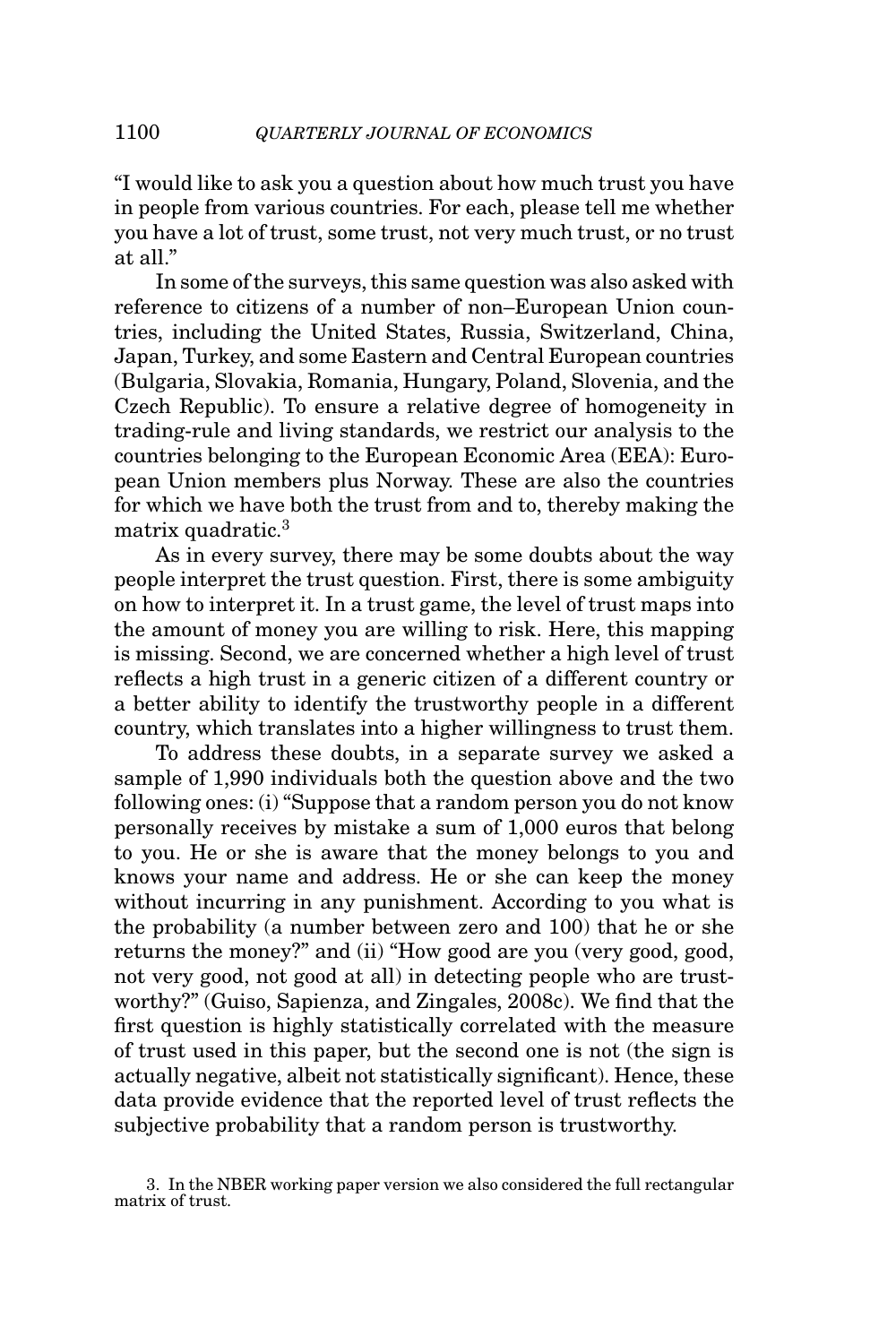"I would like to ask you a question about how much trust you have in people from various countries. For each, please tell me whether you have a lot of trust, some trust, not very much trust, or no trust at all."

In some of the surveys, this same question was also asked with reference to citizens of a number of non–European Union countries, including the United States, Russia, Switzerland, China, Japan, Turkey, and some Eastern and Central European countries (Bulgaria, Slovakia, Romania, Hungary, Poland, Slovenia, and the Czech Republic). To ensure a relative degree of homogeneity in trading-rule and living standards, we restrict our analysis to the countries belonging to the European Economic Area (EEA): European Union members plus Norway. These are also the countries for which we have both the trust from and to, thereby making the matrix quadratic.[3]

As in every survey, there may be some doubts about the way people interpret the trust question. First, there is some ambiguity on how to interpret it. In a trust game, the level of trust maps into the amount of money you are willing to risk. Here, this mapping is missing. Second, we are concerned whether a high level of trust reflects a high trust in a generic citizen of a different country or a better ability to identify the trustworthy people in a different country, which translates into a higher willingness to trust them.

To address these doubts, in a separate survey we asked a sample of 1,990 individuals both the question above and the two following ones: (i) "Suppose that a random person you do not know personally receives by mistake a sum of 1,000 euros that belong to you. He or she is aware that the money belongs to you and knows your name and address. He or she can keep the money without incurring in any punishment. According to you what is the probability (a number between zero and 100) that he or she returns the money?" and (ii) "How good are you (very good, good, not very good, not good at all) in detecting people who are trustworthy?" (Guiso, Sapienza, and Zingales, 2008c). We find that the first question is highly statistically correlated with the measure of trust used in this paper, but the second one is not (the sign is actually negative, albeit not statistically significant). Hence, these data provide evidence that the reported level of trust reflects the subjective probability that a random person is trustworthy.

3. In the NBER working paper version we also considered the full rectangular matrix of trust.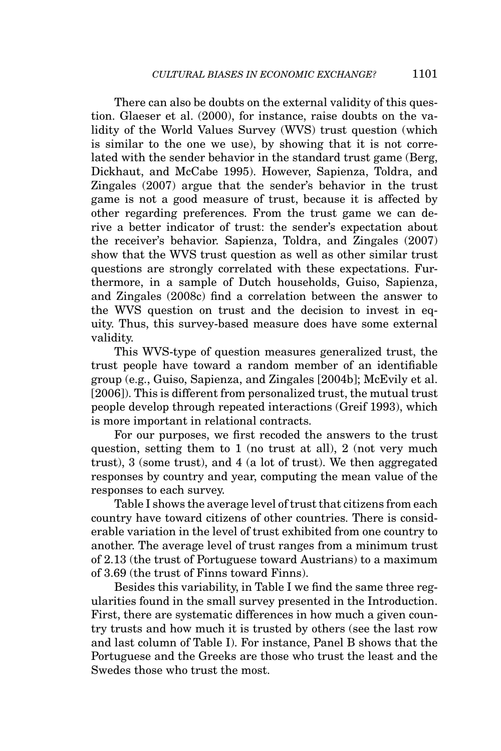There can also be doubts on the external validity of this question. Glaeser et al. (2000), for instance, raise doubts on the validity of the World Values Survey (WVS) trust question (which is similar to the one we use), by showing that it is not correlated with the sender behavior in the standard trust game (Berg, Dickhaut, and McCabe 1995). However, Sapienza, Toldra, and Zingales (2007) argue that the sender's behavior in the trust game is not a good measure of trust, because it is affected by other regarding preferences. From the trust game we can derive a better indicator of trust: the sender's expectation about the receiver's behavior. Sapienza, Toldra, and Zingales (2007) show that the WVS trust question as well as other similar trust questions are strongly correlated with these expectations. Furthermore, in a sample of Dutch households, Guiso, Sapienza, and Zingales (2008c) find a correlation between the answer to the WVS question on trust and the decision to invest in equity. Thus, this survey-based measure does have some external validity.

This WVS-type of question measures generalized trust, the trust people have toward a random member of an identifiable group (e.g., Guiso, Sapienza, and Zingales [2004b]; McEvily et al. [2006]). This is different from personalized trust, the mutual trust people develop through repeated interactions (Greif 1993), which is more important in relational contracts.

For our purposes, we first recoded the answers to the trust question, setting them to 1 (no trust at all), 2 (not very much trust), 3 (some trust), and 4 (a lot of trust). We then aggregated responses by country and year, computing the mean value of the responses to each survey.

Table I shows the average level of trust that citizens from each country have toward citizens of other countries. There is considerable variation in the level of trust exhibited from one country to another. The average level of trust ranges from a minimum trust of 2.13 (the trust of Portuguese toward Austrians) to a maximum of 3.69 (the trust of Finns toward Finns).

Besides this variability, in Table I we find the same three regularities found in the small survey presented in the Introduction. First, there are systematic differences in how much a given country trusts and how much it is trusted by others (see the last row and last column of Table I). For instance, Panel B shows that the Portuguese and the Greeks are those who trust the least and the Swedes those who trust the most.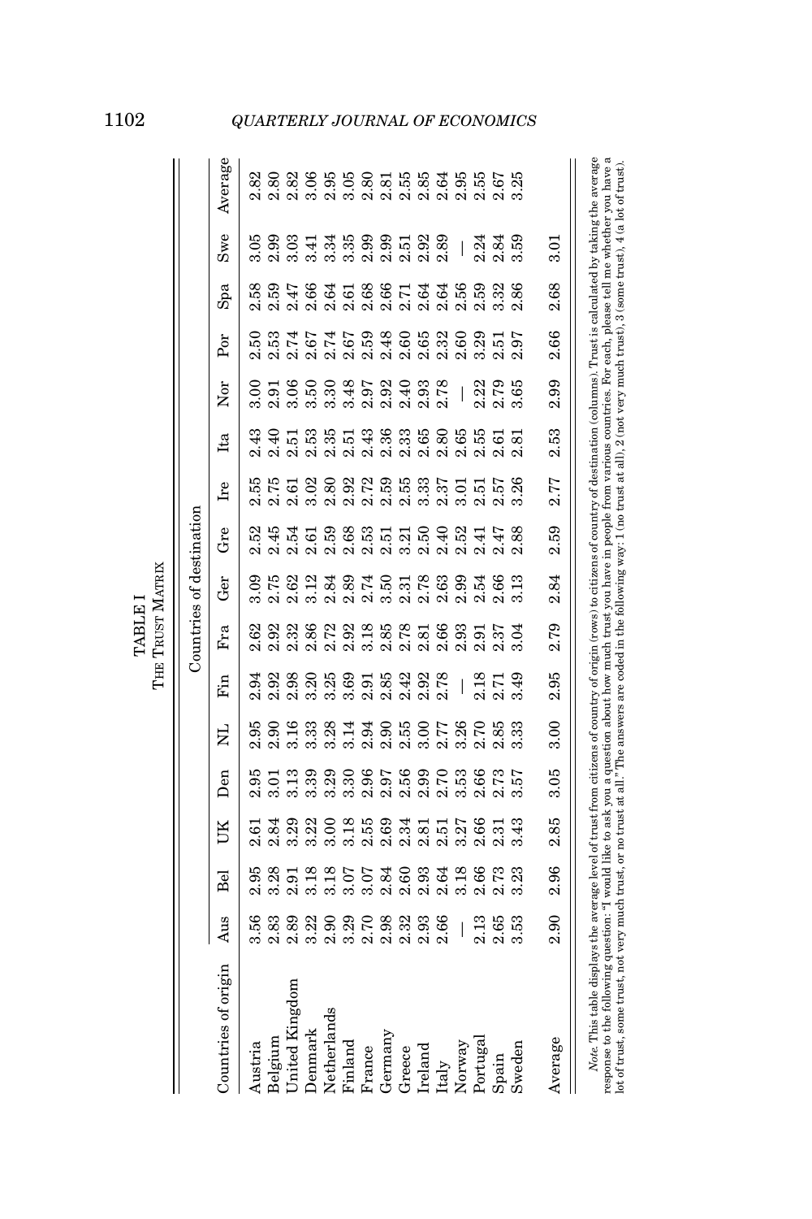TABLE I

THE TRUST MATRIX

| Countries of origin | Countries of destination | | | | | | | | | | | | | | | |
|---|---|---|---|---|---|---|---|---|---|---|---|---|---|---|---|---|
| | Aus | Bel | UK | Den | NL | Fin | Fra | Ger | Gre | Ire | Ita | Nor | Por | Spa | Swe | Average |
| Austria | 3.56 | 2.95 | 2.61 | 2.95 | 2.95 | 2.94 | 2.62 | 3.09 | 2.52 | 2.55 | 2.43 | 3.00 | 2.50 | 2.58 | 3.05 | 2.82 |
| Belgium | 2.83 | 3.28 | 2.84 | 3.01 | 2.90 | 2.92 | 2.92 | 2.75 | 2.45 | 2.75 | 2.40 | 2.91 | 2.53 | 2.59 | 2.99 | 2.80 |
| United Kingdom | 2.89 | 2.91 | 3.29 | 3.13 | 3.16 | 2.98 | 2.32 | 2.62 | 2.54 | 2.61 | 2.51 | 3.06 | 2.74 | 2.47 | 3.03 | 2.82 |
| Denmark | 3.22 | 3.18 | 3.22 | 3.39 | 3.33 | 3.20 | 2.86 | 3.12 | 2.61 | 3.02 | 2.53 | 3.50 | 2.67 | 2.66 | 3.41 | 3.06 |
| Netherlands | 2.90 | 3.18 | 3.00 | 3.29 | 3.28 | 3.25 | 2.72 | 2.84 | 2.59 | 2.80 | 2.35 | 3.30 | 2.74 | 2.64 | 3.34 | 2.95 |
| Finland | 3.29 | 3.07 | 3.18 | 3.30 | 3.14 | 3.69 | 2.92 | 2.89 | 2.68 | 2.92 | 2.51 | 3.48 | 2.67 | 2.61 | 3.35 | 3.05 |
| France | 2.70 | 3.07 | 2.55 | 2.96 | 2.94 | 2.91 | 3.18 | 2.74 | 2.53 | 2.72 | 2.43 | 2.97 | 2.59 | 2.68 | 2.99 | 2.80 |
| Germany | 2.98 | 2.84 | 2.69 | 2.97 | 2.90 | 2.85 | 2.85 | 3.50 | 2.51 | 2.59 | 2.36 | 2.92 | 2.48 | 2.66 | 2.99 | 2.81 |
| Greece | 2.32 | 2.60 | 2.34 | 2.56 | 2.55 | 2.42 | 2.78 | 2.31 | 3.21 | 2.55 | 2.33 | 2.40 | 2.60 | 2.71 | 2.51 | 2.55 |
| Ireland | 2.93 | 2.93 | 2.81 | 2.99 | 3.00 | 2.92 | 2.81 | 2.78 | 2.50 | 3.33 | 2.65 | 2.93 | 2.65 | 2.64 | 2.92 | 2.85 |
| Italy | 2.66 | 2.64 | 2.51 | 2.70 | 2.77 | 2.78 | 2.66 | 2.63 | 2.40 | 2.37 | 2.80 | 2.78 | 2.32 | 2.64 | 2.89 | 2.64 |
| Norway | — | 3.18 | 3.27 | 3.53 | 3.26 | — | 2.93 | 2.99 | 2.52 | 3.01 | 2.65 | — | 2.60 | 2.56 | — | 2.95 |
| Portugal | 2.13 | 2.66 | 2.66 | 2.66 | 2.70 | 2.18 | 2.91 | 2.54 | 2.41 | 2.51 | 2.55 | 2.22 | 3.29 | 2.59 | 2.24 | 2.55 |
| Spain | 2.65 | 2.73 | 2.31 | 2.73 | 2.85 | 2.71 | 2.37 | 2.66 | 2.47 | 2.57 | 2.61 | 2.79 | 2.51 | 3.32 | 2.84 | 2.67 |
| Sweden | 3.53 | 3.23 | 3.43 | 3.57 | 3.33 | 3.49 | 3.04 | 3.13 | 2.88 | 3.26 | 2.81 | 3.65 | 2.97 | 2.86 | 3.59 | 3.25 |
| Average | 2.90 | 2.96 | 2.85 | 3.05 | 3.00 | 2.95 | 2.79 | 2.84 | 2.59 | 2.77 | 2.53 | 2.99 | 2.66 | 2.68 | 3.01 | |

*Note.* This table displays the average level of trust from citizens of country of origin (rows) to citizens of country of destination (columns). Trust is calculated by taking the average response to the following question: "I would like to ask you a question about how much trust you have in people from various countries. For each, please tell me whether you have a lot of trust, some trust, not very much trust, or no trust at all." The answers are coded in the following way: 1 (no trust at all), 2 (not very much trust), 3 (some trust), 4 (a lot of trust).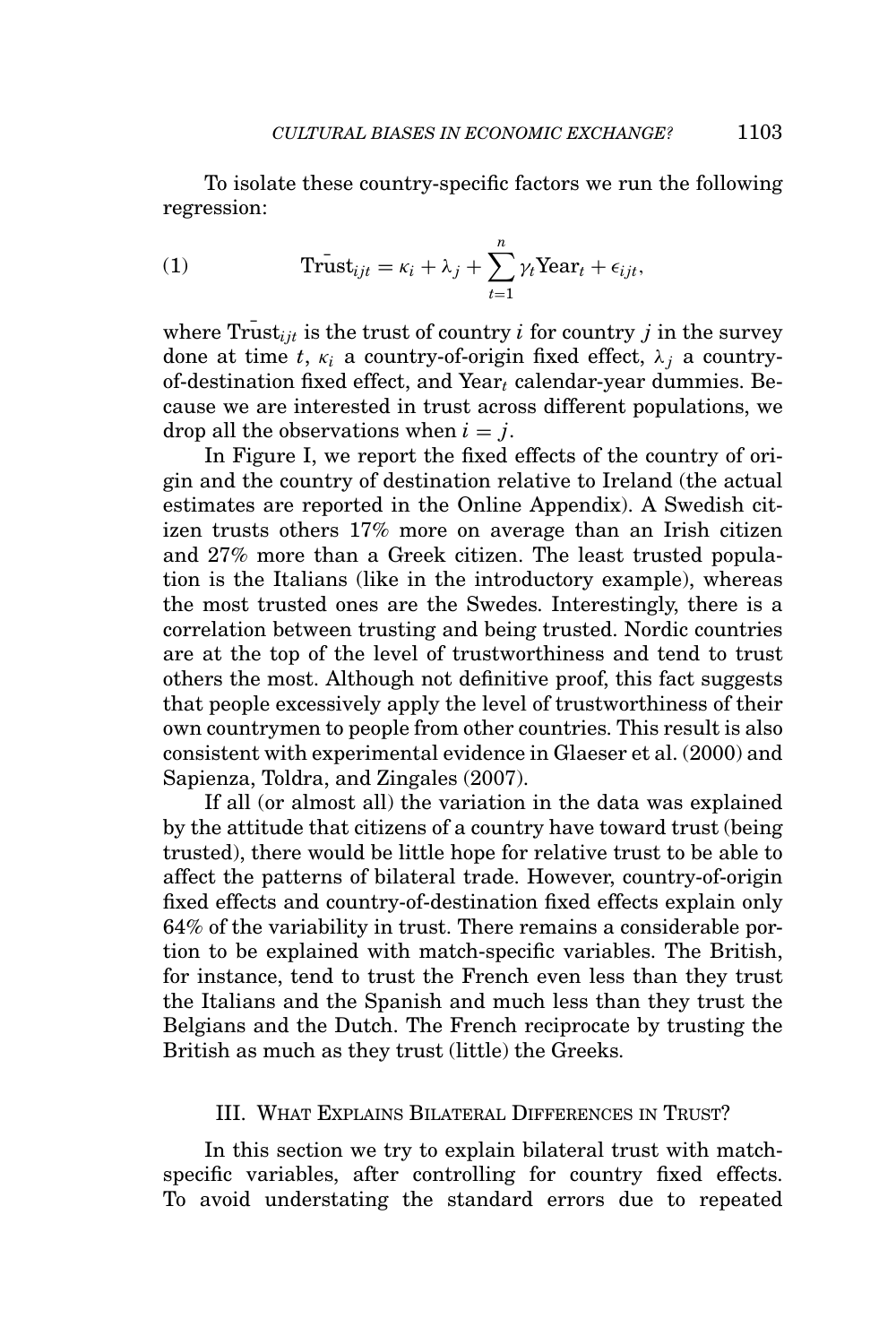To isolate these country-specific factors we run the following regression:

$$\bar{\text{Trust}}_{ijt} = \kappa_i + \lambda_j + \sum_{t=1}^{n} \gamma_t \text{Year}_t + \epsilon_{ijt}, \tag{1}$$

where $\bar{\text{Trust}}_{ijt}$ is the trust of country $i$ for country $j$ in the survey done at time $t$, $\kappa_i$ a country-of-origin fixed effect, $\lambda_j$ a country-of-destination fixed effect, and $\text{Year}_t$ calendar-year dummies. Because we are interested in trust across different populations, we drop all the observations when $i = j$.

In Figure I, we report the fixed effects of the country of origin and the country of destination relative to Ireland (the actual estimates are reported in the Online Appendix). A Swedish citizen trusts others 17% more on average than an Irish citizen and 27% more than a Greek citizen. The least trusted population is the Italians (like in the introductory example), whereas the most trusted ones are the Swedes. Interestingly, there is a correlation between trusting and being trusted. Nordic countries are at the top of the level of trustworthiness and tend to trust others the most. Although not definitive proof, this fact suggests that people excessively apply the level of trustworthiness of their own countrymen to people from other countries. This result is also consistent with experimental evidence in Glaeser et al. (2000) and Sapienza, Toldra, and Zingales (2007).

If all (or almost all) the variation in the data was explained by the attitude that citizens of a country have toward trust (being trusted), there would be little hope for relative trust to be able to affect the patterns of bilateral trade. However, country-of-origin fixed effects and country-of-destination fixed effects explain only 64% of the variability in trust. There remains a considerable portion to be explained with match-specific variables. The British, for instance, tend to trust the French even less than they trust the Italians and the Spanish and much less than they trust the Belgians and the Dutch. The French reciprocate by trusting the British as much as they trust (little) the Greeks.

## III. What Explains Bilateral Differences in Trust?

In this section we try to explain bilateral trust with match-specific variables, after controlling for country fixed effects. To avoid understating the standard errors due to repeated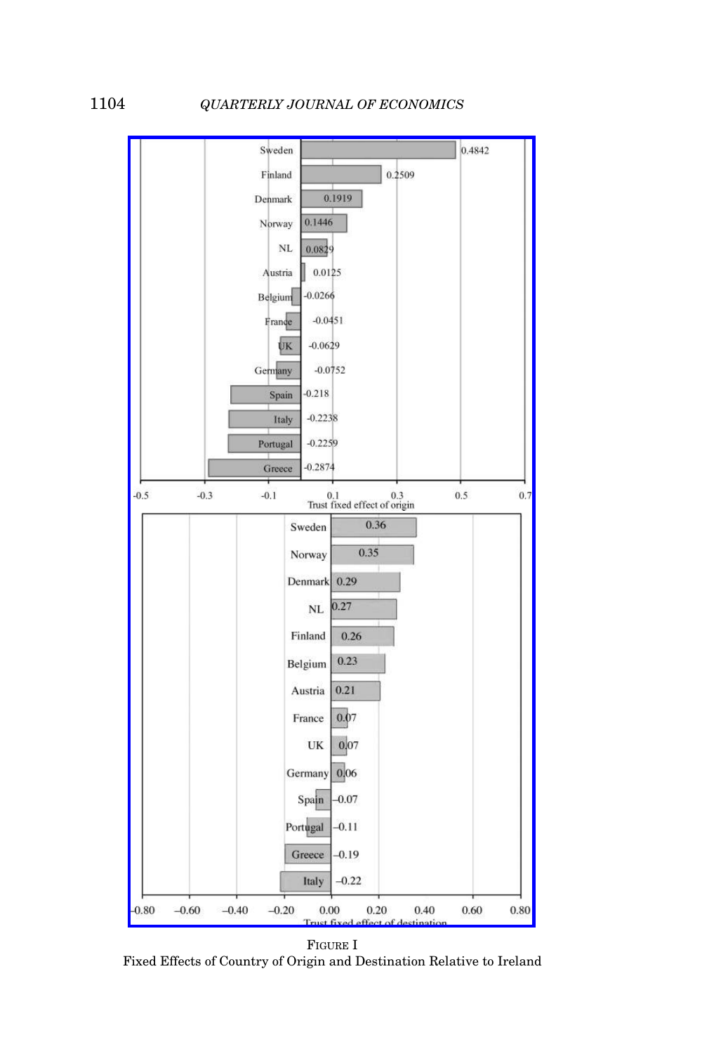| Country | Trust fixed effect of origin |
|---|---|
| Sweden | 0.4842 |
| Finland | 0.2509 |
| Denmark | 0.1919 |
| Norway | 0.1446 |
| NL | 0.0829 |
| Austria | 0.0125 |
| Belgium | -0.0266 |
| France | -0.0451 |
| UK | -0.0629 |
| Germany | -0.0752 |
| Spain | -0.218 |
| Italy | -0.2238 |
| Portugal | -0.2259 |
| Greece | -0.2874 |

| Country | Trust fixed effect of destination |
|---|---|
| Sweden | 0.36 |
| Norway | 0.35 |
| Denmark | 0.29 |
| NL | 0.27 |
| Finland | 0.26 |
| Belgium | 0.23 |
| Austria | 0.21 |
| France | 0.07 |
| UK | 0.07 |
| Germany | 0.06 |
| Spain | −0.07 |
| Portugal | −0.11 |
| Greece | −0.19 |
| Italy | −0.22 |

FIGURE I
Fixed Effects of Country of Origin and Destination Relative to Ireland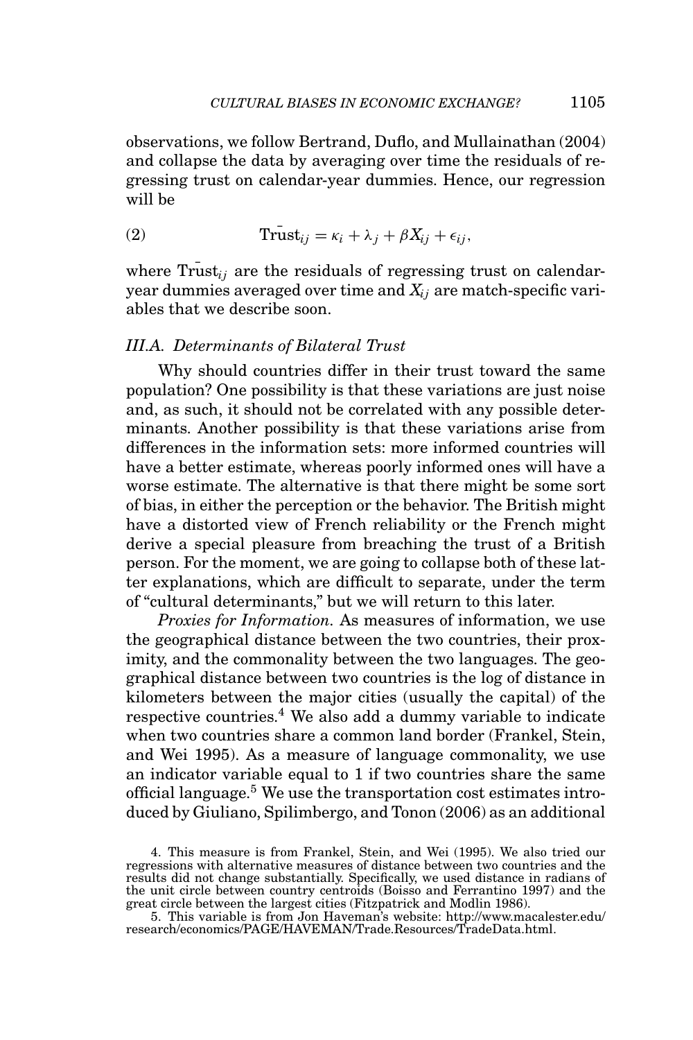observations, we follow Bertrand, Duflo, and Mullainathan (2004) and collapse the data by averaging over time the residuals of regressing trust on calendar-year dummies. Hence, our regression will be

$$\bar{\text{Trust}}_{ij} = \kappa_i + \lambda_j + \beta X_{ij} + \epsilon_{ij}, \tag{2}$$

where $\bar{\text{Trust}}_{ij}$ are the residuals of regressing trust on calendar-year dummies averaged over time and $X_{ij}$ are match-specific variables that we describe soon.

### III.A. Determinants of Bilateral Trust

Why should countries differ in their trust toward the same population? One possibility is that these variations are just noise and, as such, it should not be correlated with any possible determinants. Another possibility is that these variations arise from differences in the information sets: more informed countries will have a better estimate, whereas poorly informed ones will have a worse estimate. The alternative is that there might be some sort of bias, in either the perception or the behavior. The British might have a distorted view of French reliability or the French might derive a special pleasure from breaching the trust of a British person. For the moment, we are going to collapse both of these latter explanations, which are difficult to separate, under the term of "cultural determinants," but we will return to this later.

*Proxies for Information.* As measures of information, we use the geographical distance between the two countries, their proximity, and the commonality between the two languages. The geographical distance between two countries is the log of distance in kilometers between the major cities (usually the capital) of the respective countries.[4] We also add a dummy variable to indicate when two countries share a common land border (Frankel, Stein, and Wei 1995). As a measure of language commonality, we use an indicator variable equal to 1 if two countries share the same official language.[5] We use the transportation cost estimates introduced by Giuliano, Spilimbergo, and Tonon (2006) as an additional

4. This measure is from Frankel, Stein, and Wei (1995). We also tried our regressions with alternative measures of distance between two countries and the results did not change substantially. Specifically, we used distance in radians of the unit circle between country centroids (Boisso and Ferrantino 1997) and the great circle between the largest cities (Fitzpatrick and Modlin 1986).

5. This variable is from Jon Haveman's website: http://www.macalester.edu/research/economics/PAGE/HAVEMAN/Trade.Resources/TradeData.html.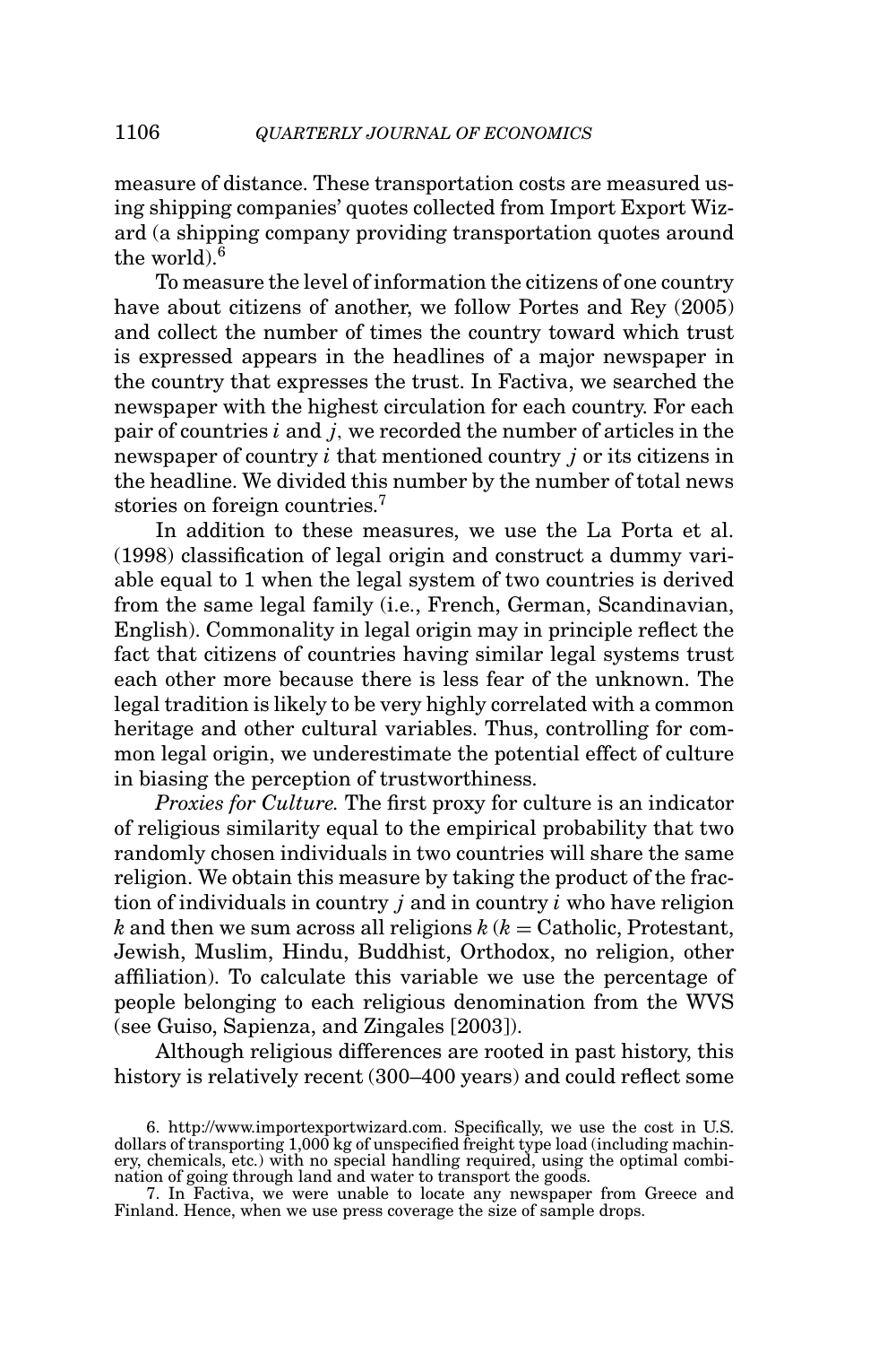measure of distance. These transportation costs are measured using shipping companies' quotes collected from Import Export Wizard (a shipping company providing transportation quotes around the world).[6]

To measure the level of information the citizens of one country have about citizens of another, we follow Portes and Rey (2005) and collect the number of times the country toward which trust is expressed appears in the headlines of a major newspaper in the country that expresses the trust. In Factiva, we searched the newspaper with the highest circulation for each country. For each pair of countries $i$ and $j$, we recorded the number of articles in the newspaper of country $i$ that mentioned country $j$ or its citizens in the headline. We divided this number by the number of total news stories on foreign countries.[7]

In addition to these measures, we use the La Porta et al. (1998) classification of legal origin and construct a dummy variable equal to 1 when the legal system of two countries is derived from the same legal family (i.e., French, German, Scandinavian, English). Commonality in legal origin may in principle reflect the fact that citizens of countries having similar legal systems trust each other more because there is less fear of the unknown. The legal tradition is likely to be very highly correlated with a common heritage and other cultural variables. Thus, controlling for common legal origin, we underestimate the potential effect of culture in biasing the perception of trustworthiness.

*Proxies for Culture.* The first proxy for culture is an indicator of religious similarity equal to the empirical probability that two randomly chosen individuals in two countries will share the same religion. We obtain this measure by taking the product of the fraction of individuals in country $j$ and in country $i$ who have religion $k$ and then we sum across all religions $k$ ($k =$ Catholic, Protestant, Jewish, Muslim, Hindu, Buddhist, Orthodox, no religion, other affiliation). To calculate this variable we use the percentage of people belonging to each religious denomination from the WVS (see Guiso, Sapienza, and Zingales [2003]).

Although religious differences are rooted in past history, this history is relatively recent (300–400 years) and could reflect some

6. http://www.importexportwizard.com. Specifically, we use the cost in U.S. dollars of transporting 1,000 kg of unspecified freight type load (including machinery, chemicals, etc.) with no special handling required, using the optimal combination of going through land and water to transport the goods.

7. In Factiva, we were unable to locate any newspaper from Greece and Finland. Hence, when we use press coverage the size of sample drops.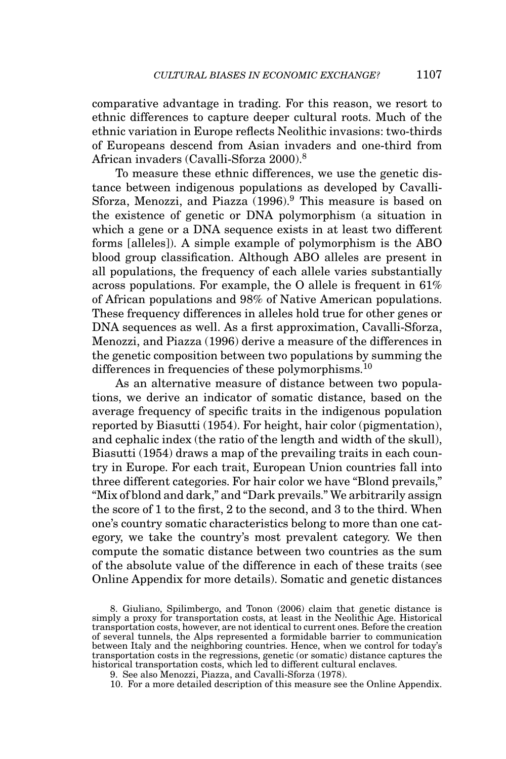comparative advantage in trading. For this reason, we resort to ethnic differences to capture deeper cultural roots. Much of the ethnic variation in Europe reflects Neolithic invasions: two-thirds of Europeans descend from Asian invaders and one-third from African invaders (Cavalli-Sforza 2000).[8]

To measure these ethnic differences, we use the genetic distance between indigenous populations as developed by Cavalli-Sforza, Menozzi, and Piazza (1996).[9] This measure is based on the existence of genetic or DNA polymorphism (a situation in which a gene or a DNA sequence exists in at least two different forms [alleles]). A simple example of polymorphism is the ABO blood group classification. Although ABO alleles are present in all populations, the frequency of each allele varies substantially across populations. For example, the O allele is frequent in 61% of African populations and 98% of Native American populations. These frequency differences in alleles hold true for other genes or DNA sequences as well. As a first approximation, Cavalli-Sforza, Menozzi, and Piazza (1996) derive a measure of the differences in the genetic composition between two populations by summing the differences in frequencies of these polymorphisms.[10]

As an alternative measure of distance between two populations, we derive an indicator of somatic distance, based on the average frequency of specific traits in the indigenous population reported by Biasutti (1954). For height, hair color (pigmentation), and cephalic index (the ratio of the length and width of the skull), Biasutti (1954) draws a map of the prevailing traits in each country in Europe. For each trait, European Union countries fall into three different categories. For hair color we have "Blond prevails," "Mix of blond and dark," and "Dark prevails." We arbitrarily assign the score of 1 to the first, 2 to the second, and 3 to the third. When one's country somatic characteristics belong to more than one category, we take the country's most prevalent category. We then compute the somatic distance between two countries as the sum of the absolute value of the difference in each of these traits (see Online Appendix for more details). Somatic and genetic distances

8. Giuliano, Spilimbergo, and Tonon (2006) claim that genetic distance is simply a proxy for transportation costs, at least in the Neolithic Age. Historical transportation costs, however, are not identical to current ones. Before the creation of several tunnels, the Alps represented a formidable barrier to communication between Italy and the neighboring countries. Hence, when we control for today's transportation costs in the regressions, genetic (or somatic) distance captures the historical transportation costs, which led to different cultural enclaves.

9. See also Menozzi, Piazza, and Cavalli-Sforza (1978).

10. For a more detailed description of this measure see the Online Appendix.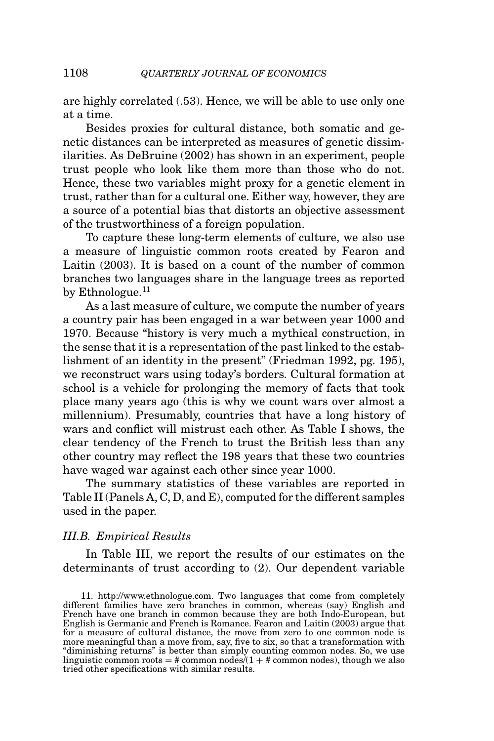are highly correlated (.53). Hence, we will be able to use only one at a time.

Besides proxies for cultural distance, both somatic and genetic distances can be interpreted as measures of genetic dissimilarities. As DeBruine (2002) has shown in an experiment, people trust people who look like them more than those who do not. Hence, these two variables might proxy for a genetic element in trust, rather than for a cultural one. Either way, however, they are a source of a potential bias that distorts an objective assessment of the trustworthiness of a foreign population.

To capture these long-term elements of culture, we also use a measure of linguistic common roots created by Fearon and Laitin (2003). It is based on a count of the number of common branches two languages share in the language trees as reported by Ethnologue.[11]

As a last measure of culture, we compute the number of years a country pair has been engaged in a war between year 1000 and 1970. Because "history is very much a mythical construction, in the sense that it is a representation of the past linked to the establishment of an identity in the present" (Friedman 1992, pg. 195), we reconstruct wars using today's borders. Cultural formation at school is a vehicle for prolonging the memory of facts that took place many years ago (this is why we count wars over almost a millennium). Presumably, countries that have a long history of wars and conflict will mistrust each other. As Table I shows, the clear tendency of the French to trust the British less than any other country may reflect the 198 years that these two countries have waged war against each other since year 1000.

The summary statistics of these variables are reported in Table II (Panels A, C, D, and E), computed for the different samples used in the paper.

### *III.B. Empirical Results*

In Table III, we report the results of our estimates on the determinants of trust according to (2). Our dependent variable

11. http://www.ethnologue.com. Two languages that come from completely different families have zero branches in common, whereas (say) English and French have one branch in common because they are both Indo-European, but English is Germanic and French is Romance. Fearon and Laitin (2003) argue that for a measure of cultural distance, the move from zero to one common node is more meaningful than a move from, say, five to six, so that a transformation with "diminishing returns" is better than simply counting common nodes. So, we use linguistic common roots = # common nodes/(1 + # common nodes), though we also tried other specifications with similar results.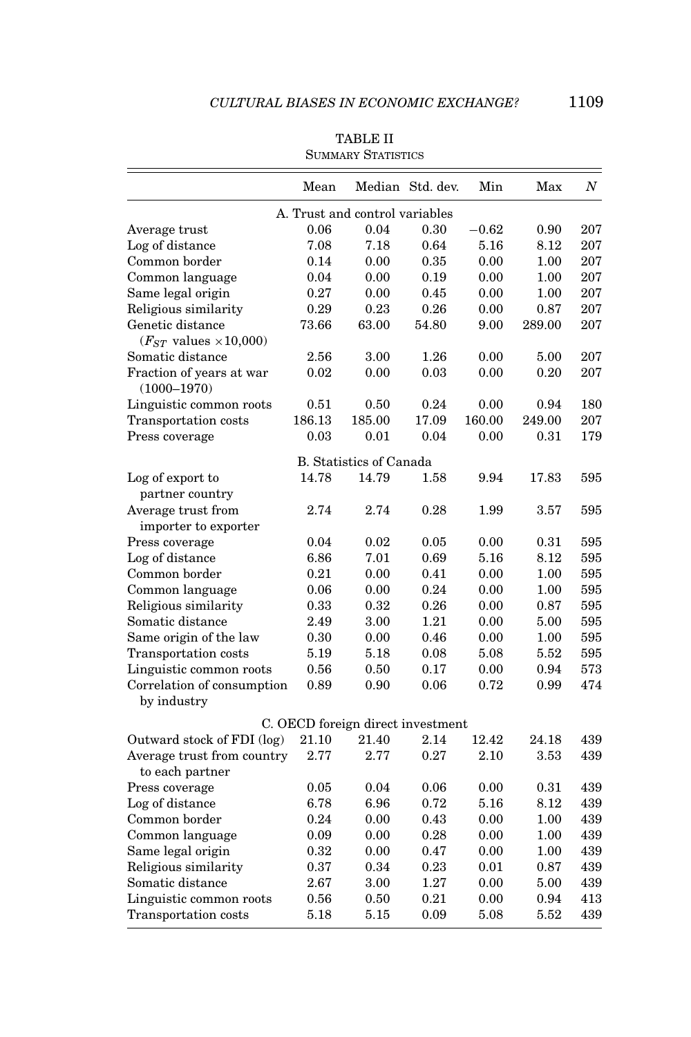TABLE II
SUMMARY STATISTICS

| | Mean | Median | Std. dev. | Min | Max | $N$ |
|---|---|---|---|---|---|---|
| A. Trust and control variables | | | | | | |
| Average trust | 0.06 | 0.04 | 0.30 | −0.62 | 0.90 | 207 |
| Log of distance | 7.08 | 7.18 | 0.64 | 5.16 | 8.12 | 207 |
| Common border | 0.14 | 0.00 | 0.35 | 0.00 | 1.00 | 207 |
| Common language | 0.04 | 0.00 | 0.19 | 0.00 | 1.00 | 207 |
| Same legal origin | 0.27 | 0.00 | 0.45 | 0.00 | 1.00 | 207 |
| Religious similarity | 0.29 | 0.23 | 0.26 | 0.00 | 0.87 | 207 |
| Genetic distance ($F_{ST}$ values $\times$10,000) | 73.66 | 63.00 | 54.80 | 9.00 | 289.00 | 207 |
| Somatic distance | 2.56 | 3.00 | 1.26 | 0.00 | 5.00 | 207 |
| Fraction of years at war (1000–1970) | 0.02 | 0.00 | 0.03 | 0.00 | 0.20 | 207 |
| Linguistic common roots | 0.51 | 0.50 | 0.24 | 0.00 | 0.94 | 180 |
| Transportation costs | 186.13 | 185.00 | 17.09 | 160.00 | 249.00 | 207 |
| Press coverage | 0.03 | 0.01 | 0.04 | 0.00 | 0.31 | 179 |
| B. Statistics of Canada | | | | | | |
| Log of export to partner country | 14.78 | 14.79 | 1.58 | 9.94 | 17.83 | 595 |
| Average trust from importer to exporter | 2.74 | 2.74 | 0.28 | 1.99 | 3.57 | 595 |
| Press coverage | 0.04 | 0.02 | 0.05 | 0.00 | 0.31 | 595 |
| Log of distance | 6.86 | 7.01 | 0.69 | 5.16 | 8.12 | 595 |
| Common border | 0.21 | 0.00 | 0.41 | 0.00 | 1.00 | 595 |
| Common language | 0.06 | 0.00 | 0.24 | 0.00 | 1.00 | 595 |
| Religious similarity | 0.33 | 0.32 | 0.26 | 0.00 | 0.87 | 595 |
| Somatic distance | 2.49 | 3.00 | 1.21 | 0.00 | 5.00 | 595 |
| Same origin of the law | 0.30 | 0.00 | 0.46 | 0.00 | 1.00 | 595 |
| Transportation costs | 5.19 | 5.18 | 0.08 | 5.08 | 5.52 | 595 |
| Linguistic common roots | 0.56 | 0.50 | 0.17 | 0.00 | 0.94 | 573 |
| Correlation of consumption by industry | 0.89 | 0.90 | 0.06 | 0.72 | 0.99 | 474 |
| C. OECD foreign direct investment | | | | | | |
| Outward stock of FDI (log) | 21.10 | 21.40 | 2.14 | 12.42 | 24.18 | 439 |
| Average trust from country to each partner | 2.77 | 2.77 | 0.27 | 2.10 | 3.53 | 439 |
| Press coverage | 0.05 | 0.04 | 0.06 | 0.00 | 0.31 | 439 |
| Log of distance | 6.78 | 6.96 | 0.72 | 5.16 | 8.12 | 439 |
| Common border | 0.24 | 0.00 | 0.43 | 0.00 | 1.00 | 439 |
| Common language | 0.09 | 0.00 | 0.28 | 0.00 | 1.00 | 439 |
| Same legal origin | 0.32 | 0.00 | 0.47 | 0.00 | 1.00 | 439 |
| Religious similarity | 0.37 | 0.34 | 0.23 | 0.01 | 0.87 | 439 |
| Somatic distance | 2.67 | 3.00 | 1.27 | 0.00 | 5.00 | 439 |
| Linguistic common roots | 0.56 | 0.50 | 0.21 | 0.00 | 0.94 | 413 |
| Transportation costs | 5.18 | 5.15 | 0.09 | 5.08 | 5.52 | 439 |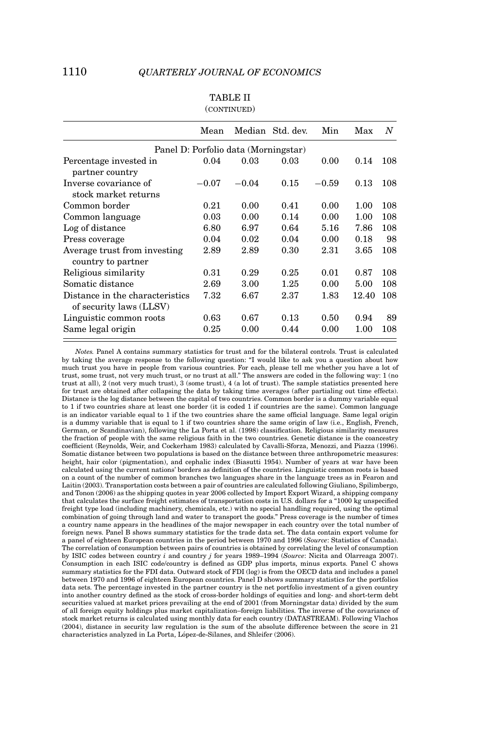TABLE II
(CONTINUED)

| | Mean | Median | Std. dev. | Min | Max | N |
|---|---|---|---|---|---|---|
| Panel D: Porfolio data (Morningstar) | | | | | | |
| Percentage invested in partner country | 0.04 | 0.03 | 0.03 | 0.00 | 0.14 | 108 |
| Inverse covariance of stock market returns | −0.07 | −0.04 | 0.15 | −0.59 | 0.13 | 108 |
| Common border | 0.21 | 0.00 | 0.41 | 0.00 | 1.00 | 108 |
| Common language | 0.03 | 0.00 | 0.14 | 0.00 | 1.00 | 108 |
| Log of distance | 6.80 | 6.97 | 0.64 | 5.16 | 7.86 | 108 |
| Press coverage | 0.04 | 0.02 | 0.04 | 0.00 | 0.18 | 98 |
| Average trust from investing country to partner | 2.89 | 2.89 | 0.30 | 2.31 | 3.65 | 108 |
| Religious similarity | 0.31 | 0.29 | 0.25 | 0.01 | 0.87 | 108 |
| Somatic distance | 2.69 | 3.00 | 1.25 | 0.00 | 5.00 | 108 |
| Distance in the characteristics of security laws (LLSV) | 7.32 | 6.67 | 2.37 | 1.83 | 12.40 | 108 |
| Linguistic common roots | 0.63 | 0.67 | 0.13 | 0.50 | 0.94 | 89 |
| Same legal origin | 0.25 | 0.00 | 0.44 | 0.00 | 1.00 | 108 |

*Notes.* Panel A contains summary statistics for trust and for the bilateral controls. Trust is calculated by taking the average response to the following question: "I would like to ask you a question about how much trust you have in people from various countries. For each, please tell me whether you have a lot of trust, some trust, not very much trust, or no trust at all." The answers are coded in the following way: 1 (no trust at all), 2 (not very much trust), 3 (some trust), 4 (a lot of trust). The sample statistics presented here for trust are obtained after collapsing the data by taking time averages (after partialing out time effects). Distance is the log distance between the capital of two countries. Common border is a dummy variable equal to 1 if two countries share at least one border (it is coded 1 if countries are the same). Common language is an indicator variable equal to 1 if the two countries share the same official language. Same legal origin is a dummy variable that is equal to 1 if the two countries share the same origin of law (i.e., English, French, German, or Scandinavian), following the La Porta et al. (1998) classification. Religious similarity measures the fraction of people with the same religious faith in the two countries. Genetic distance is the coancestry coefficient (Reynolds, Weir, and Cockerham 1983) calculated by Cavalli-Sforza, Menozzi, and Piazza (1996). Somatic distance between two populations is based on the distance between three anthropometric measures: height, hair color (pigmentation), and cephalic index (Biasutti 1954). Number of years at war have been calculated using the current nations' borders as definition of the countries. Linguistic common roots is based on a count of the number of common branches two languages share in the language trees as in Fearon and Laitin (2003). Transportation costs between a pair of countries are calculated following Giuliano, Spilimbergo, and Tonon (2006) as the shipping quotes in year 2006 collected by Import Export Wizard, a shipping company that calculates the surface freight estimates of transportation costs in U.S. dollars for a "1000 kg unspecified freight type load (including machinery, chemicals, etc.) with no special handling required, using the optimal combination of going through land and water to transport the goods." Press coverage is the number of times a country name appears in the headlines of the major newspaper in each country over the total number of foreign news. Panel B shows summary statistics for the trade data set. The data contain export volume for a panel of eighteen European countries in the period between 1970 and 1996 (*Source*: Statistics of Canada). The correlation of consumption between pairs of countries is obtained by correlating the level of consumption by ISIC codes between country *i* and country *j* for years 1989–1994 (*Source*: Nicita and Olarreaga 2007). Consumption in each ISIC code/country is defined as GDP plus imports, minus exports. Panel C shows summary statistics for the FDI data. Outward stock of FDI (log) is from the OECD data and includes a panel between 1970 and 1996 of eighteen European countries. Panel D shows summary statistics for the portfolios data sets. The percentage invested in the partner country is the net portfolio investment of a given country into another country defined as the stock of cross-border holdings of equities and long- and short-term debt securities valued at market prices prevailing at the end of 2001 (from Morningstar data) divided by the sum of all foreign equity holdings plus market capitalization–foreign liabilities. The inverse of the covariance of stock market returns is calculated using monthly data for each country (DATASTREAM). Following Vlachos (2004), distance in security law regulation is the sum of the absolute difference between the score in 21 characteristics analyzed in La Porta, López-de-Silanes, and Shleifer (2006).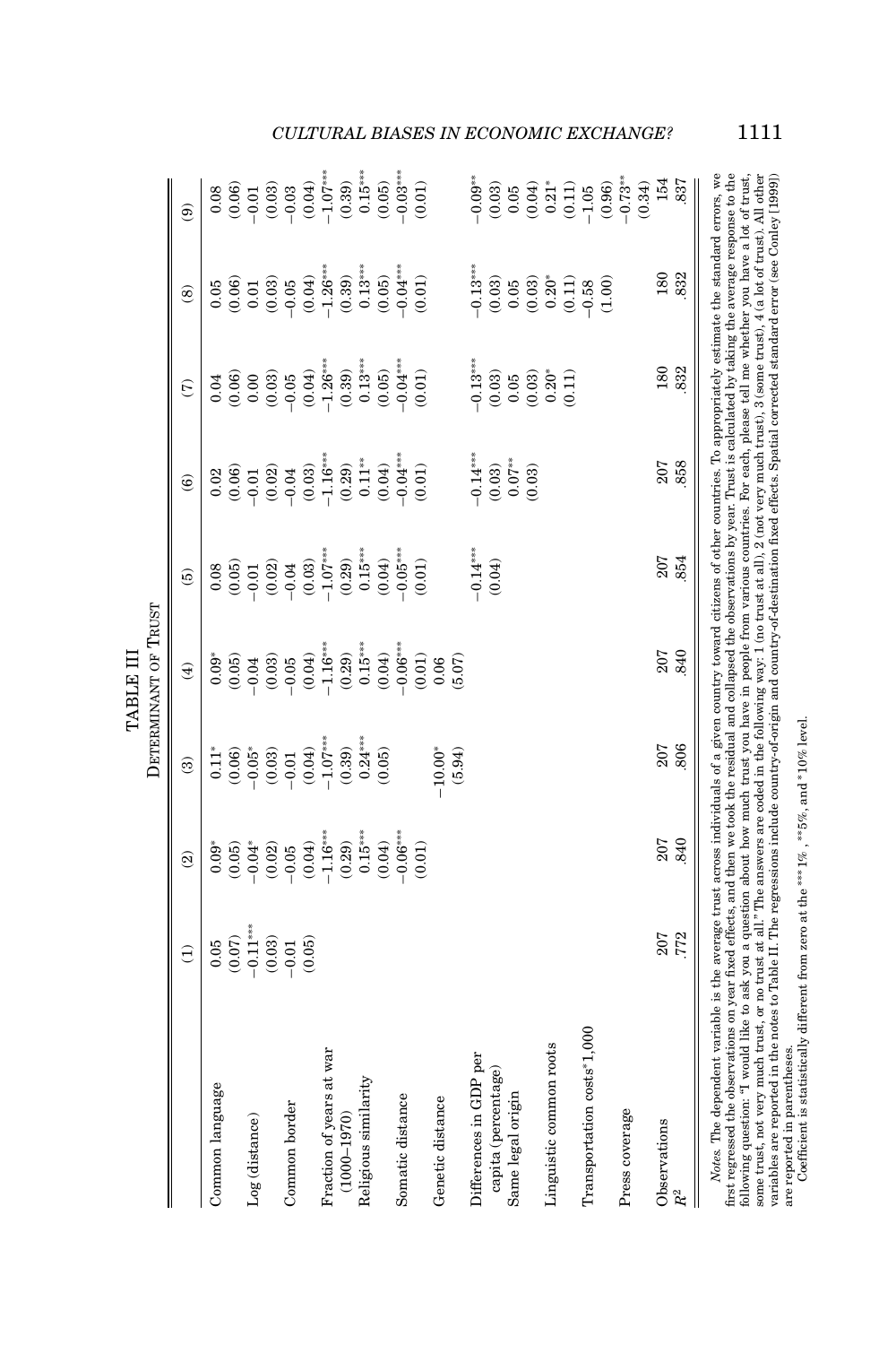TABLE III

DETERMINANT OF TRUST

| | (1) | (2) | (3) | (4) | (5) | (6) | (7) | (8) | (9) |
|---|---|---|---|---|---|---|---|---|---|
| Common language | 0.05 | 0.09* | 0.11* | 0.09* | 0.08 | 0.02 | 0.04 | 0.05 | 0.08 |
| | (0.07) | (0.05) | (0.06) | (0.05) | (0.05) | (0.06) | (0.06) | (0.06) | (0.06) |
| Log (distance) | −0.11*** | −0.04* | −0.05* | −0.04 | −0.01 | −0.01 | 0.00 | 0.01 | −0.01 |
| | (0.03) | (0.02) | (0.03) | (0.03) | (0.02) | (0.02) | (0.03) | (0.03) | (0.03) |
| Common border | −0.01 | −0.05 | −0.01 | −0.05 | −0.04 | −0.04 | −0.05 | −0.05 | −0.03 |
| | (0.05) | (0.04) | (0.04) | (0.04) | (0.03) | (0.03) | (0.04) | (0.04) | (0.04) |
| Fraction of years at war (1000–1970) | | −1.16*** | −1.07*** | −1.16*** | −1.07*** | −1.16*** | −1.26*** | −1.26*** | −1.07*** |
| | | (0.29) | (0.39) | (0.29) | (0.29) | (0.29) | (0.39) | (0.39) | (0.39) |
| Religious similarity | | 0.15*** | 0.24*** | 0.15*** | 0.15*** | 0.11** | 0.13*** | 0.13*** | 0.15*** |
| | | (0.04) | (0.05) | (0.04) | (0.04) | (0.04) | (0.05) | (0.05) | (0.05) |
| Somatic distance | | −0.06*** | | −0.06*** | −0.05*** | −0.04*** | −0.04*** | −0.04*** | −0.03*** |
| | | (0.01) | | (0.01) | (0.01) | (0.01) | (0.01) | (0.01) | (0.01) |
| Genetic distance | | | −10.00* | 0.06 | | | | | |
| | | | (5.94) | (5.07) | | | | | |
| Differences in GDP per capita (percentage) | | | | | −0.14*** | −0.14*** | −0.13*** | −0.13*** | −0.09** |
| | | | | | (0.04) | (0.03) | (0.03) | (0.03) | (0.03) |
| Same legal origin | | | | | | 0.07** | 0.05 | 0.05 | 0.05 |
| | | | | | | (0.03) | (0.03) | (0.03) | (0.04) |
| Linguistic common roots | | | | | | | 0.20* | 0.20* | 0.21* |
| | | | | | | | (0.11) | (0.11) | (0.11) |
| Transportation costs*1,000 | | | | | | | | −0.58 | −1.05 |
| | | | | | | | | (1.00) | (0.96) |
| Press coverage | | | | | | | | | −0.73** |
| | | | | | | | | | (0.34) |
| Observations | 207 | 207 | 207 | 207 | 207 | 207 | 180 | 180 | 154 |
| $R^2$ | .772 | .840 | .806 | .840 | .854 | .858 | .832 | .832 | .837 |

*Notes.* The dependent variable is the average trust across individuals of a given country toward citizens of other countries. To appropriately estimate the standard errors, we first regressed the observations on year fixed effects, and then we took the residual and collapsed the observations by year. Trust is calculated by taking the average response to the following question: "I would like to ask you a question about how much trust you have in people from various countries. For each, please tell me whether you have a lot of trust, some trust, not very much trust, or no trust at all." The answers are coded in the following way: 1 (no trust at all), 2 (not very much trust), 3 (some trust), 4 (a lot of trust). All other variables are reported in the notes to Table II. The regressions include country-of-origin and country-of-destination fixed effects. Spatial corrected standard error (see Conley (1999)) are reported in parentheses.

Coefficient is statistically different from zero at the ***1%, **5%, and *10% level.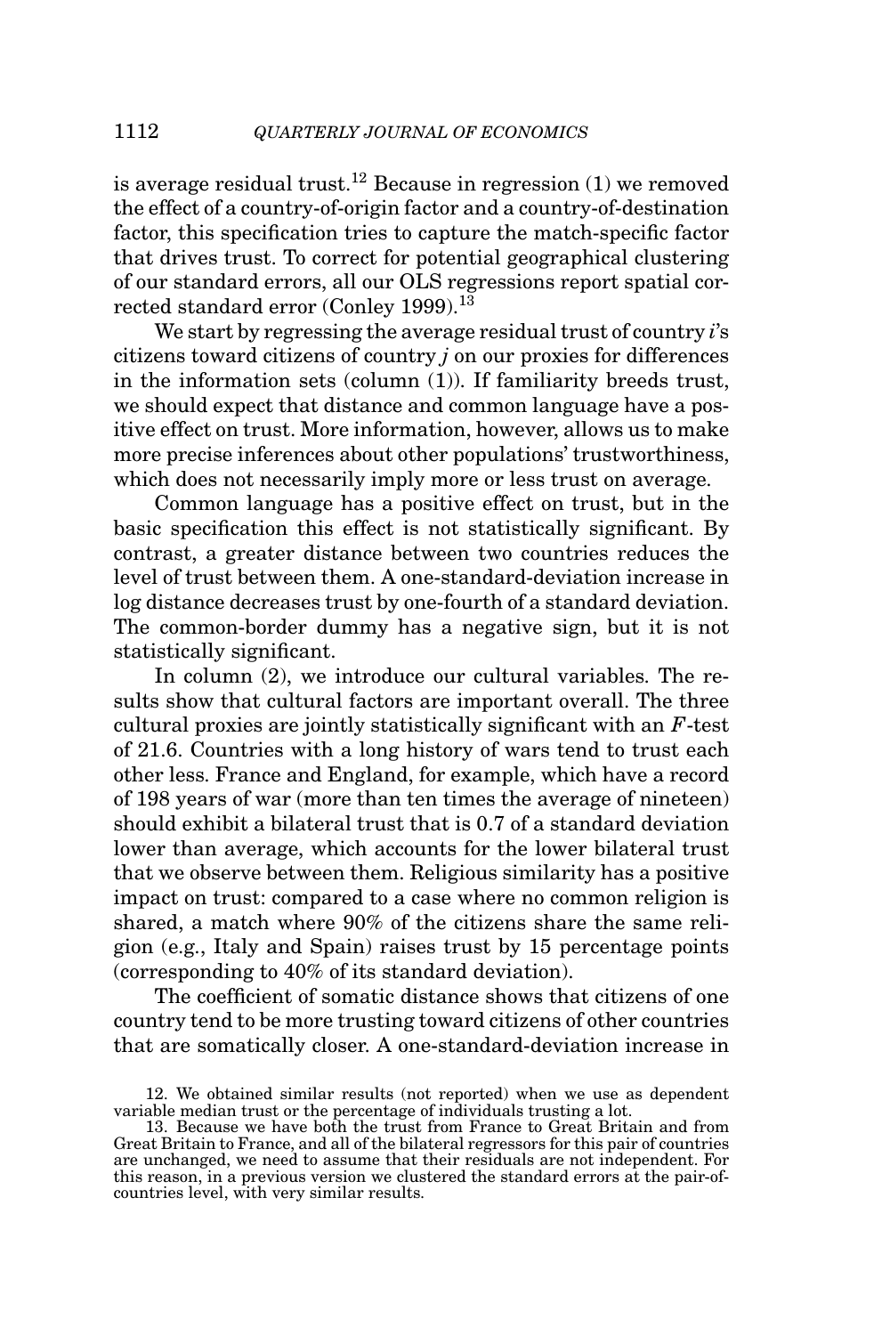is average residual trust.[12] Because in regression (1) we removed the effect of a country-of-origin factor and a country-of-destination factor, this specification tries to capture the match-specific factor that drives trust. To correct for potential geographical clustering of our standard errors, all our OLS regressions report spatial corrected standard error (Conley 1999).[13]

We start by regressing the average residual trust of country $i$'s citizens toward citizens of country $j$ on our proxies for differences in the information sets (column (1)). If familiarity breeds trust, we should expect that distance and common language have a positive effect on trust. More information, however, allows us to make more precise inferences about other populations' trustworthiness, which does not necessarily imply more or less trust on average.

Common language has a positive effect on trust, but in the basic specification this effect is not statistically significant. By contrast, a greater distance between two countries reduces the level of trust between them. A one-standard-deviation increase in log distance decreases trust by one-fourth of a standard deviation. The common-border dummy has a negative sign, but it is not statistically significant.

In column (2), we introduce our cultural variables. The results show that cultural factors are important overall. The three cultural proxies are jointly statistically significant with an $F$-test of 21.6. Countries with a long history of wars tend to trust each other less. France and England, for example, which have a record of 198 years of war (more than ten times the average of nineteen) should exhibit a bilateral trust that is 0.7 of a standard deviation lower than average, which accounts for the lower bilateral trust that we observe between them. Religious similarity has a positive impact on trust: compared to a case where no common religion is shared, a match where 90% of the citizens share the same religion (e.g., Italy and Spain) raises trust by 15 percentage points (corresponding to 40% of its standard deviation).

The coefficient of somatic distance shows that citizens of one country tend to be more trusting toward citizens of other countries that are somatically closer. A one-standard-deviation increase in

12. We obtained similar results (not reported) when we use as dependent variable median trust or the percentage of individuals trusting a lot.

13. Because we have both the trust from France to Great Britain and from Great Britain to France, and all of the bilateral regressors for this pair of countries are unchanged, we need to assume that their residuals are not independent. For this reason, in a previous version we clustered the standard errors at the pair-of-countries level, with very similar results.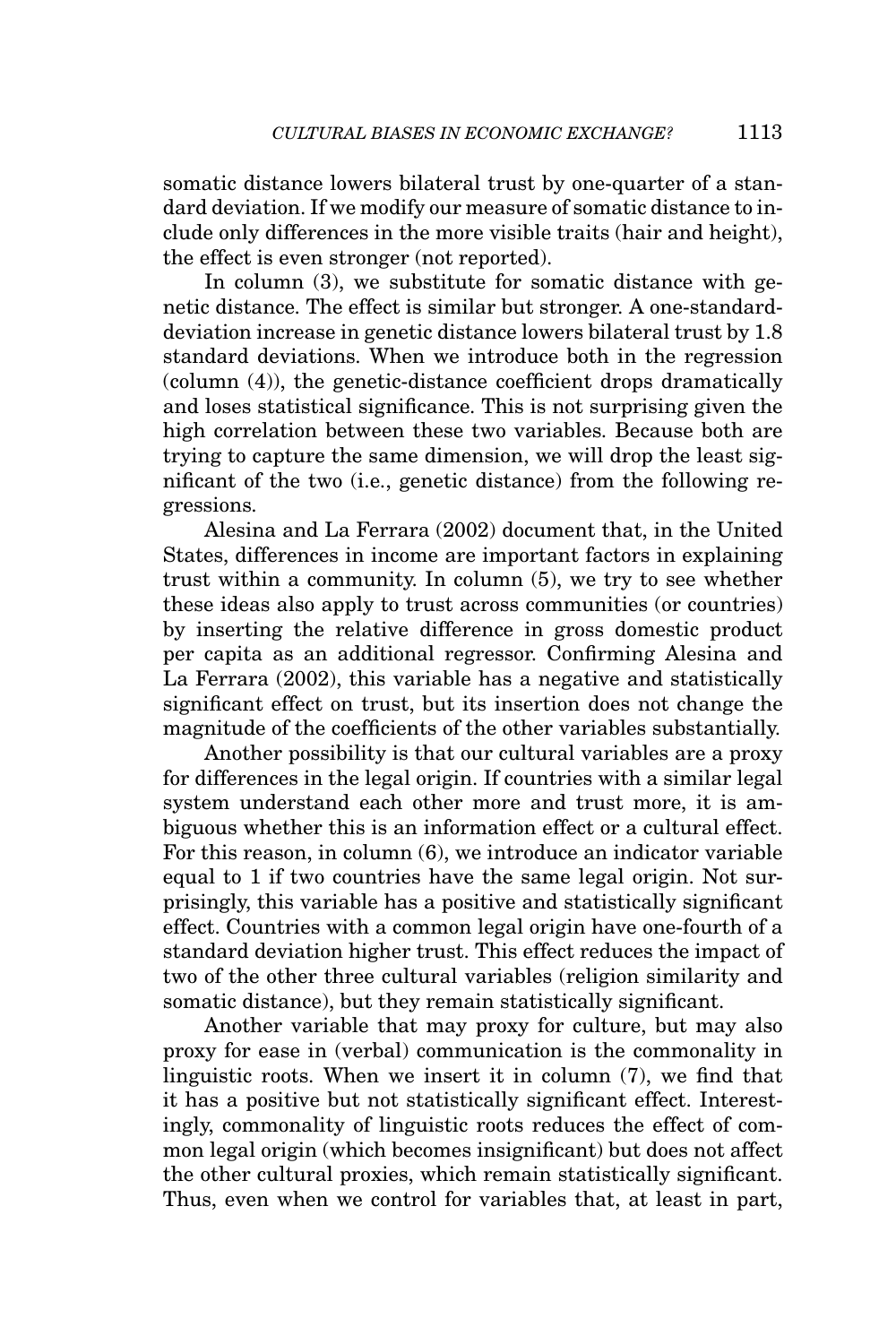somatic distance lowers bilateral trust by one-quarter of a standard deviation. If we modify our measure of somatic distance to include only differences in the more visible traits (hair and height), the effect is even stronger (not reported).

In column (3), we substitute for somatic distance with genetic distance. The effect is similar but stronger. A one-standard-deviation increase in genetic distance lowers bilateral trust by 1.8 standard deviations. When we introduce both in the regression (column (4)), the genetic-distance coefficient drops dramatically and loses statistical significance. This is not surprising given the high correlation between these two variables. Because both are trying to capture the same dimension, we will drop the least significant of the two (i.e., genetic distance) from the following regressions.

Alesina and La Ferrara (2002) document that, in the United States, differences in income are important factors in explaining trust within a community. In column (5), we try to see whether these ideas also apply to trust across communities (or countries) by inserting the relative difference in gross domestic product per capita as an additional regressor. Confirming Alesina and La Ferrara (2002), this variable has a negative and statistically significant effect on trust, but its insertion does not change the magnitude of the coefficients of the other variables substantially.

Another possibility is that our cultural variables are a proxy for differences in the legal origin. If countries with a similar legal system understand each other more and trust more, it is ambiguous whether this is an information effect or a cultural effect. For this reason, in column (6), we introduce an indicator variable equal to 1 if two countries have the same legal origin. Not surprisingly, this variable has a positive and statistically significant effect. Countries with a common legal origin have one-fourth of a standard deviation higher trust. This effect reduces the impact of two of the other three cultural variables (religion similarity and somatic distance), but they remain statistically significant.

Another variable that may proxy for culture, but may also proxy for ease in (verbal) communication is the commonality in linguistic roots. When we insert it in column (7), we find that it has a positive but not statistically significant effect. Interestingly, commonality of linguistic roots reduces the effect of common legal origin (which becomes insignificant) but does not affect the other cultural proxies, which remain statistically significant. Thus, even when we control for variables that, at least in part,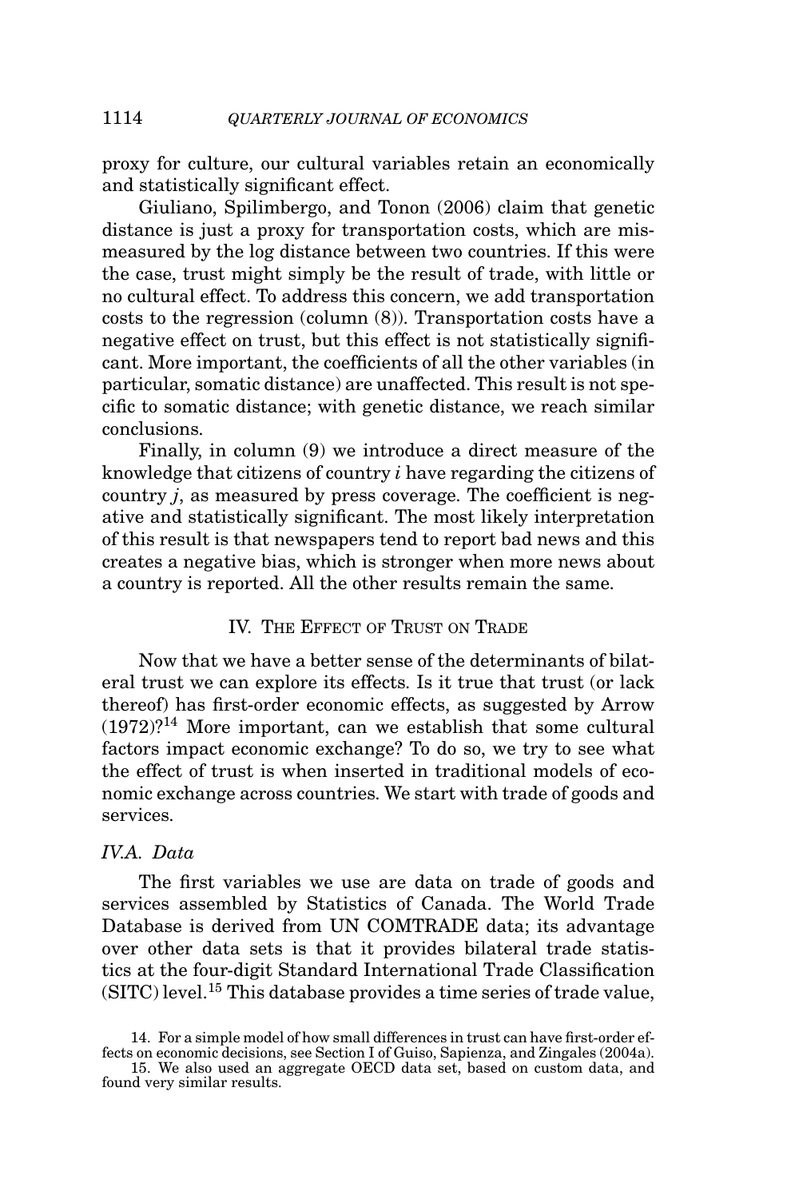proxy for culture, our cultural variables retain an economically and statistically significant effect.

Giuliano, Spilimbergo, and Tonon (2006) claim that genetic distance is just a proxy for transportation costs, which are mismeasured by the log distance between two countries. If this were the case, trust might simply be the result of trade, with little or no cultural effect. To address this concern, we add transportation costs to the regression (column (8)). Transportation costs have a negative effect on trust, but this effect is not statistically significant. More important, the coefficients of all the other variables (in particular, somatic distance) are unaffected. This result is not specific to somatic distance; with genetic distance, we reach similar conclusions.

Finally, in column (9) we introduce a direct measure of the knowledge that citizens of country $i$ have regarding the citizens of country $j$, as measured by press coverage. The coefficient is negative and statistically significant. The most likely interpretation of this result is that newspapers tend to report bad news and this creates a negative bias, which is stronger when more news about a country is reported. All the other results remain the same.

## IV. The Effect of Trust on Trade

Now that we have a better sense of the determinants of bilateral trust we can explore its effects. Is it true that trust (or lack thereof) has first-order economic effects, as suggested by Arrow (1972)?[14] More important, can we establish that some cultural factors impact economic exchange? To do so, we try to see what the effect of trust is when inserted in traditional models of economic exchange across countries. We start with trade of goods and services.

### *IV.A. Data*

The first variables we use are data on trade of goods and services assembled by Statistics of Canada. The World Trade Database is derived from UN COMTRADE data; its advantage over other data sets is that it provides bilateral trade statistics at the four-digit Standard International Trade Classification (SITC) level.[15] This database provides a time series of trade value,

14. For a simple model of how small differences in trust can have first-order effects on economic decisions, see Section I of Guiso, Sapienza, and Zingales (2004a).

15. We also used an aggregate OECD data set, based on custom data, and found very similar results.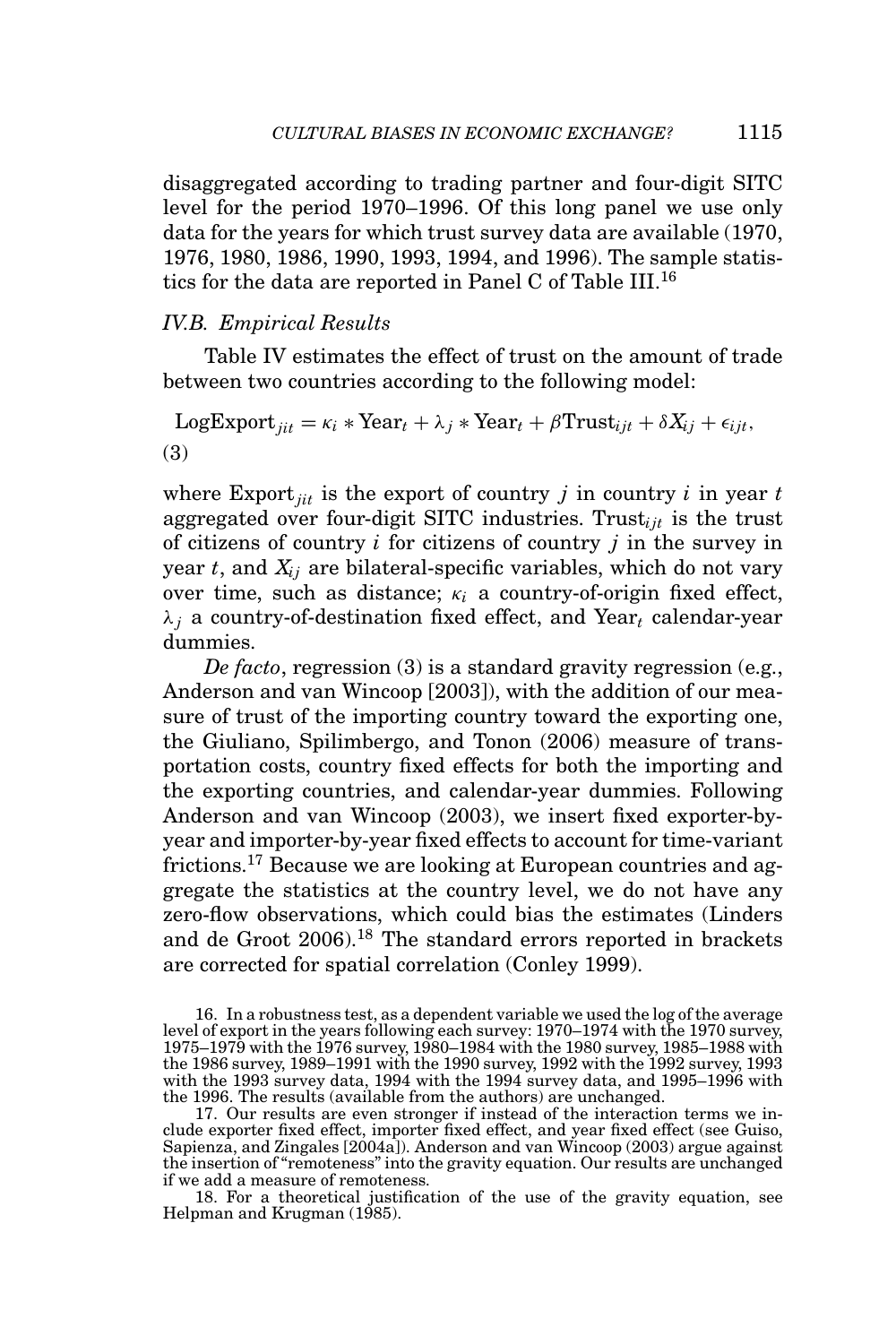disaggregated according to trading partner and four-digit SITC level for the period 1970–1996. Of this long panel we use only data for the years for which trust survey data are available (1970, 1976, 1980, 1986, 1990, 1993, 1994, and 1996). The sample statistics for the data are reported in Panel C of Table III.[16]

### *IV.B. Empirical Results*

Table IV estimates the effect of trust on the amount of trade between two countries according to the following model:

$$\text{LogExport}_{jit} = \kappa_i * \text{Year}_t + \lambda_j * \text{Year}_t + \beta \text{Trust}_{ijt} + \delta X_{ij} + \epsilon_{ijt}, \tag{3}$$

where $\text{Export}_{jit}$ is the export of country $j$ in country $i$ in year $t$ aggregated over four-digit SITC industries. $\text{Trust}_{ijt}$ is the trust of citizens of country $i$ for citizens of country $j$ in the survey in year $t$, and $X_{ij}$ are bilateral-specific variables, which do not vary over time, such as distance; $\kappa_i$ a country-of-origin fixed effect, $\lambda_j$ a country-of-destination fixed effect, and $\text{Year}_t$ calendar-year dummies.

*De facto*, regression (3) is a standard gravity regression (e.g., Anderson and van Wincoop [2003]), with the addition of our measure of trust of the importing country toward the exporting one, the Giuliano, Spilimbergo, and Tonon (2006) measure of transportation costs, country fixed effects for both the importing and the exporting countries, and calendar-year dummies. Following Anderson and van Wincoop (2003), we insert fixed exporter-by-year and importer-by-year fixed effects to account for time-variant frictions.[17] Because we are looking at European countries and aggregate the statistics at the country level, we do not have any zero-flow observations, which could bias the estimates (Linders and de Groot 2006).[18] The standard errors reported in brackets are corrected for spatial correlation (Conley 1999).

16. In a robustness test, as a dependent variable we used the log of the average level of export in the years following each survey: 1970–1974 with the 1970 survey, 1975–1979 with the 1976 survey, 1980–1984 with the 1980 survey, 1985–1988 with the 1986 survey, 1989–1991 with the 1990 survey, 1992 with the 1992 survey, 1993 with the 1993 survey data, 1994 with the 1994 survey data, and 1995–1996 with the 1996. The results (available from the authors) are unchanged.

17. Our results are even stronger if instead of the interaction terms we include exporter fixed effect, importer fixed effect, and year fixed effect (see Guiso, Sapienza, and Zingales [2004a]). Anderson and van Wincoop (2003) argue against the insertion of "remoteness" into the gravity equation. Our results are unchanged if we add a measure of remoteness.

18. For a theoretical justification of the use of the gravity equation, see Helpman and Krugman (1985).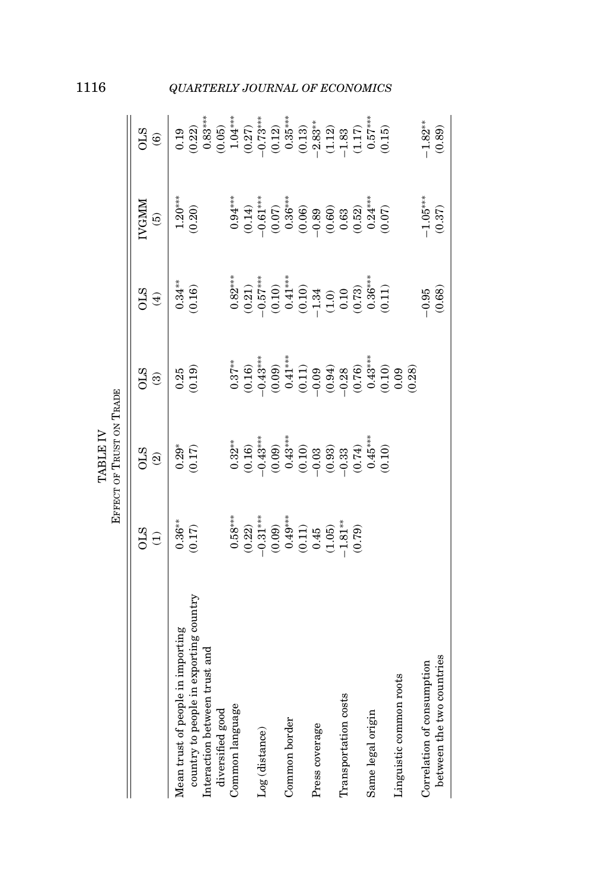TABLE IV
EFFECT OF TRUST ON TRADE

| | OLS (1) | OLS (2) | OLS (3) | OLS (4) | IVGMM (5) | OLS (6) |
|---|---|---|---|---|---|---|
| Mean trust of people in importing country to people in exporting country | 0.36** | 0.29* | 0.25 | 0.34** | 1.20*** | 0.19 |
| | (0.17) | (0.17) | (0.19) | (0.16) | (0.20) | (0.22) |
| Interaction between trust and diversified good | | | | | | 0.83*** |
| | | | | | | (0.05) |
| Common language | 0.58*** | 0.32** | 0.37** | 0.82*** | 0.94*** | 1.04*** |
| | (0.22) | (0.16) | (0.16) | (0.21) | (0.14) | (0.27) |
| Log (distance) | −0.31*** | −0.43*** | −0.43*** | −0.57*** | −0.61*** | −0.73*** |
| | (0.09) | (0.09) | (0.09) | (0.10) | (0.07) | (0.12) |
| Common border | 0.49*** | 0.43*** | 0.41*** | 0.41*** | 0.36*** | 0.35*** |
| | (0.11) | (0.10) | (0.11) | (0.10) | (0.06) | (0.13) |
| Press coverage | 0.45 | −0.03 | −0.09 | −1.34 | −0.89 | −2.83** |
| | (1.05) | (0.93) | (0.94) | (1.0) | (0.60) | (1.12) |
| Transportation costs | −1.81** | −0.33 | −0.28 | 0.10 | 0.63 | −1.83 |
| | (0.79) | (0.74) | (0.76) | (0.73) | (0.52) | (1.17) |
| Same legal origin | | 0.45*** | 0.43*** | 0.36*** | 0.24*** | 0.57*** |
| | | (0.10) | (0.10) | (0.11) | (0.07) | (0.15) |
| Linguistic common roots | | | 0.09 | | | |
| | | | (0.28) | | | |
| Correlation of consumption between the two countries | | | | −0.95 | −1.05*** | −1.82** |
| | | | | (0.68) | (0.37) | (0.89) |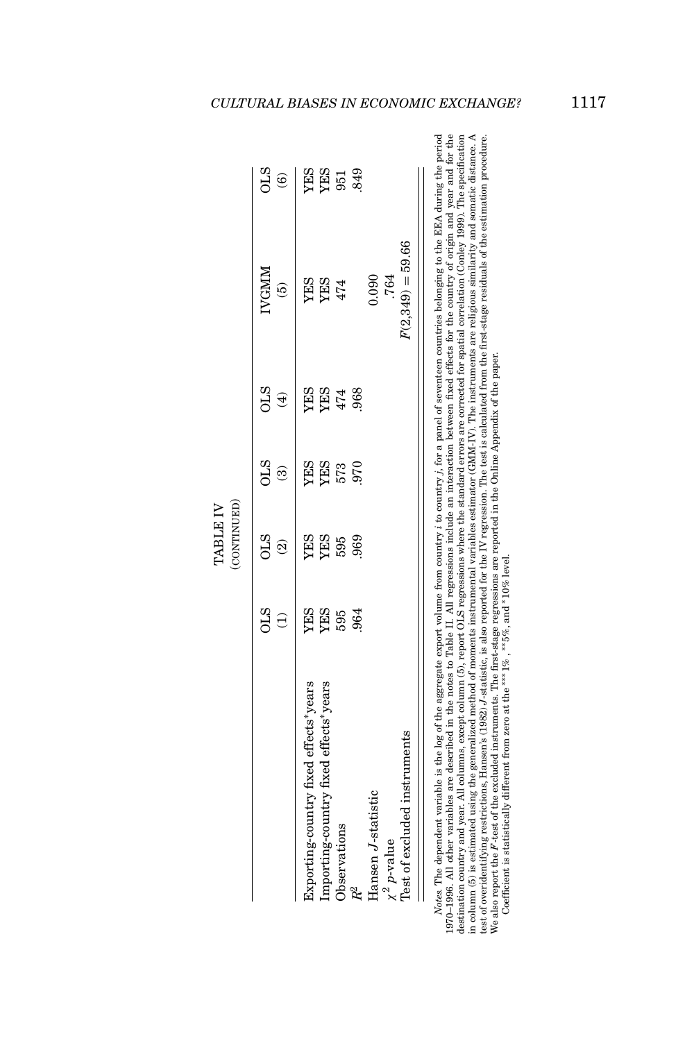TABLE IV
(CONTINUED)

| | OLS (1) | OLS (2) | OLS (3) | OLS (4) | IVGMM (5) | OLS (6) |
|---|---|---|---|---|---|---|
| Exporting-country fixed effects*years | YES | YES | YES | YES | YES | YES |
| Importing-country fixed effects*years | YES | YES | YES | YES | YES | YES |
| Observations | 595 | 595 | 573 | 474 | 474 | 951 |
| $R^2$ | .964 | .969 | .970 | .968 | | .849 |
| Hansen $J$-statistic | | | | | 0.090 | |
| $\chi^2$ $p$-value | | | | | .764 | |
| Test of excluded instruments | | | | | $F(2,349) = 59.66$ | |

*Notes.* The dependent variable is the log of the aggregate export volume from country $i$ to country $j$, for a panel of seventeen countries belonging to the EEA during the period 1970–1996. All other variables are described in the notes to Table II. All regressions include an interaction between fixed effects for the country of origin and year and for the destination country and year. All columns, except column (5), report OLS regressions where the standard errors are corrected for spatial correlation (Conley 1999). The specification in column (5) is estimated using the generalized method of moments instrumental variables estimator (GMM-IV). The instruments are religious similarity and somatic distance. A test of overidentifying restrictions, Hansen's (1982) $J$-statistic, is also reported for the IV regression. The test is calculated from the first-stage residuals of the estimation procedure. We also report the $F$-test of the excluded instruments. The first-stage regressions are reported in the Online Appendix of the paper.

Coefficient is statistically different from zero at the ***1%, **5%, and *10% level.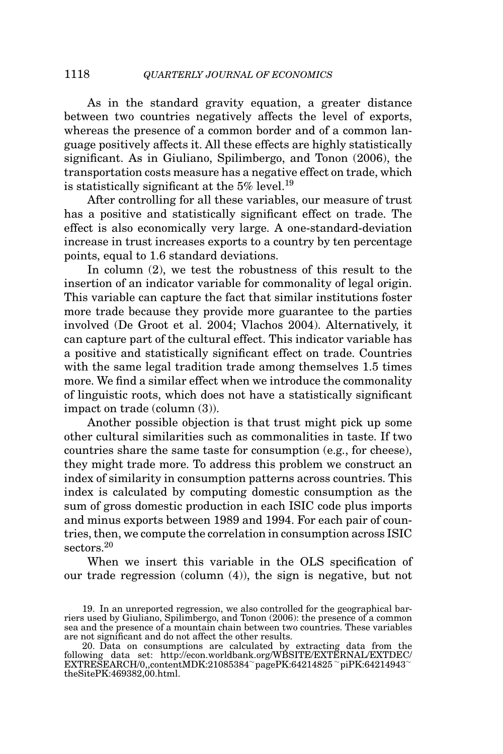As in the standard gravity equation, a greater distance between two countries negatively affects the level of exports, whereas the presence of a common border and of a common language positively affects it. All these effects are highly statistically significant. As in Giuliano, Spilimbergo, and Tonon (2006), the transportation costs measure has a negative effect on trade, which is statistically significant at the 5% level.[19]

After controlling for all these variables, our measure of trust has a positive and statistically significant effect on trade. The effect is also economically very large. A one-standard-deviation increase in trust increases exports to a country by ten percentage points, equal to 1.6 standard deviations.

In column (2), we test the robustness of this result to the insertion of an indicator variable for commonality of legal origin. This variable can capture the fact that similar institutions foster more trade because they provide more guarantee to the parties involved (De Groot et al. 2004; Vlachos 2004). Alternatively, it can capture part of the cultural effect. This indicator variable has a positive and statistically significant effect on trade. Countries with the same legal tradition trade among themselves 1.5 times more. We find a similar effect when we introduce the commonality of linguistic roots, which does not have a statistically significant impact on trade (column (3)).

Another possible objection is that trust might pick up some other cultural similarities such as commonalities in taste. If two countries share the same taste for consumption (e.g., for cheese), they might trade more. To address this problem we construct an index of similarity in consumption patterns across countries. This index is calculated by computing domestic consumption as the sum of gross domestic production in each ISIC code plus imports and minus exports between 1989 and 1994. For each pair of countries, then, we compute the correlation in consumption across ISIC sectors.[20]

When we insert this variable in the OLS specification of our trade regression (column (4)), the sign is negative, but not

19. In an unreported regression, we also controlled for the geographical barriers used by Giuliano, Spilimbergo, and Tonon (2006): the presence of a common sea and the presence of a mountain chain between two countries. These variables are not significant and do not affect the other results.

20. Data on consumptions are calculated by extracting data from the following data set: http://econ.worldbank.org/WBSITE/EXTERNAL/EXTDEC/EXTRESEARCH/0,,contentMDK:21085384~pagePK:64214825~piPK:64214943~theSitePK:469382,00.html.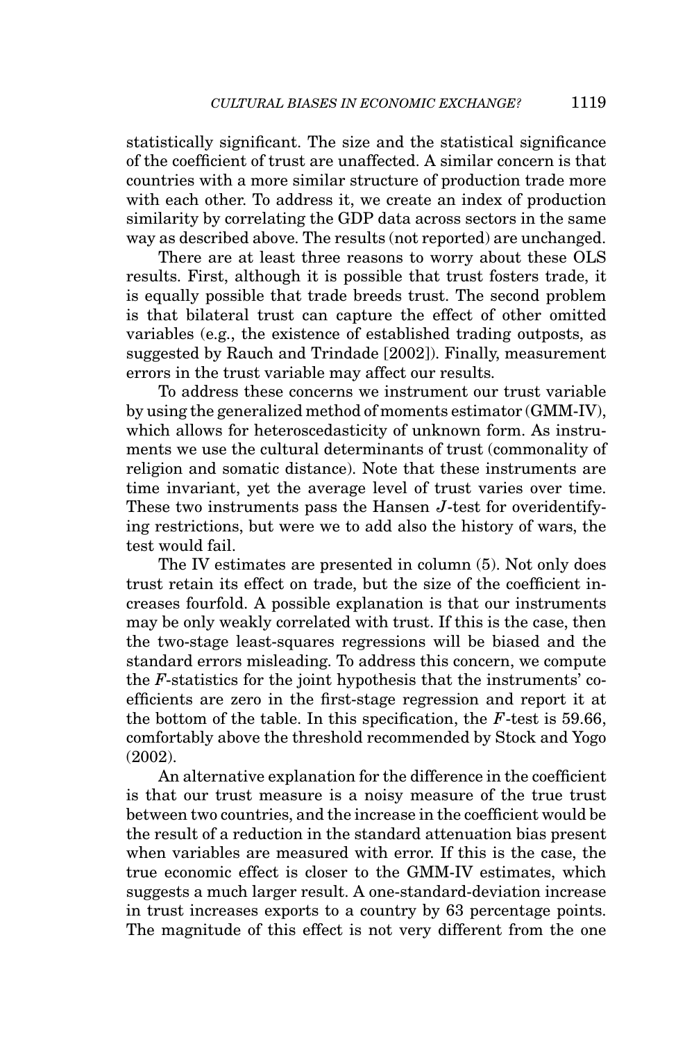statistically significant. The size and the statistical significance of the coefficient of trust are unaffected. A similar concern is that countries with a more similar structure of production trade more with each other. To address it, we create an index of production similarity by correlating the GDP data across sectors in the same way as described above. The results (not reported) are unchanged.

There are at least three reasons to worry about these OLS results. First, although it is possible that trust fosters trade, it is equally possible that trade breeds trust. The second problem is that bilateral trust can capture the effect of other omitted variables (e.g., the existence of established trading outposts, as suggested by Rauch and Trindade [2002]). Finally, measurement errors in the trust variable may affect our results.

To address these concerns we instrument our trust variable by using the generalized method of moments estimator (GMM-IV), which allows for heteroscedasticity of unknown form. As instruments we use the cultural determinants of trust (commonality of religion and somatic distance). Note that these instruments are time invariant, yet the average level of trust varies over time. These two instruments pass the Hansen $J$-test for overidentifying restrictions, but were we to add also the history of wars, the test would fail.

The IV estimates are presented in column (5). Not only does trust retain its effect on trade, but the size of the coefficient increases fourfold. A possible explanation is that our instruments may be only weakly correlated with trust. If this is the case, then the two-stage least-squares regressions will be biased and the standard errors misleading. To address this concern, we compute the $F$-statistics for the joint hypothesis that the instruments' coefficients are zero in the first-stage regression and report it at the bottom of the table. In this specification, the $F$-test is 59.66, comfortably above the threshold recommended by Stock and Yogo (2002).

An alternative explanation for the difference in the coefficient is that our trust measure is a noisy measure of the true trust between two countries, and the increase in the coefficient would be the result of a reduction in the standard attenuation bias present when variables are measured with error. If this is the case, the true economic effect is closer to the GMM-IV estimates, which suggests a much larger result. A one-standard-deviation increase in trust increases exports to a country by 63 percentage points. The magnitude of this effect is not very different from the one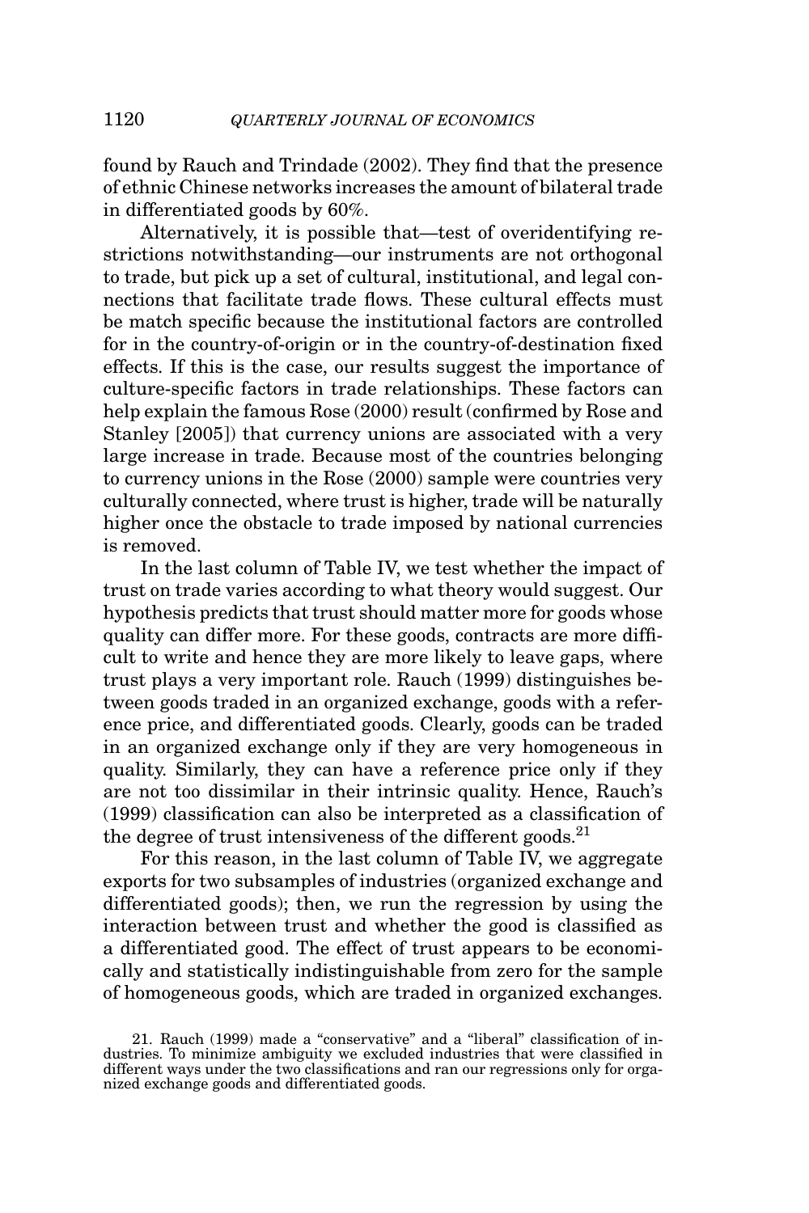found by Rauch and Trindade (2002). They find that the presence of ethnic Chinese networks increases the amount of bilateral trade in differentiated goods by 60%.

Alternatively, it is possible that—test of overidentifying restrictions notwithstanding—our instruments are not orthogonal to trade, but pick up a set of cultural, institutional, and legal connections that facilitate trade flows. These cultural effects must be match specific because the institutional factors are controlled for in the country-of-origin or in the country-of-destination fixed effects. If this is the case, our results suggest the importance of culture-specific factors in trade relationships. These factors can help explain the famous Rose (2000) result (confirmed by Rose and Stanley [2005]) that currency unions are associated with a very large increase in trade. Because most of the countries belonging to currency unions in the Rose (2000) sample were countries very culturally connected, where trust is higher, trade will be naturally higher once the obstacle to trade imposed by national currencies is removed.

In the last column of Table IV, we test whether the impact of trust on trade varies according to what theory would suggest. Our hypothesis predicts that trust should matter more for goods whose quality can differ more. For these goods, contracts are more difficult to write and hence they are more likely to leave gaps, where trust plays a very important role. Rauch (1999) distinguishes between goods traded in an organized exchange, goods with a reference price, and differentiated goods. Clearly, goods can be traded in an organized exchange only if they are very homogeneous in quality. Similarly, they can have a reference price only if they are not too dissimilar in their intrinsic quality. Hence, Rauch's (1999) classification can also be interpreted as a classification of the degree of trust intensiveness of the different goods.[21]

For this reason, in the last column of Table IV, we aggregate exports for two subsamples of industries (organized exchange and differentiated goods); then, we run the regression by using the interaction between trust and whether the good is classified as a differentiated good. The effect of trust appears to be economically and statistically indistinguishable from zero for the sample of homogeneous goods, which are traded in organized exchanges.

21. Rauch (1999) made a "conservative" and a "liberal" classification of industries. To minimize ambiguity we excluded industries that were classified in different ways under the two classifications and ran our regressions only for organized exchange goods and differentiated goods.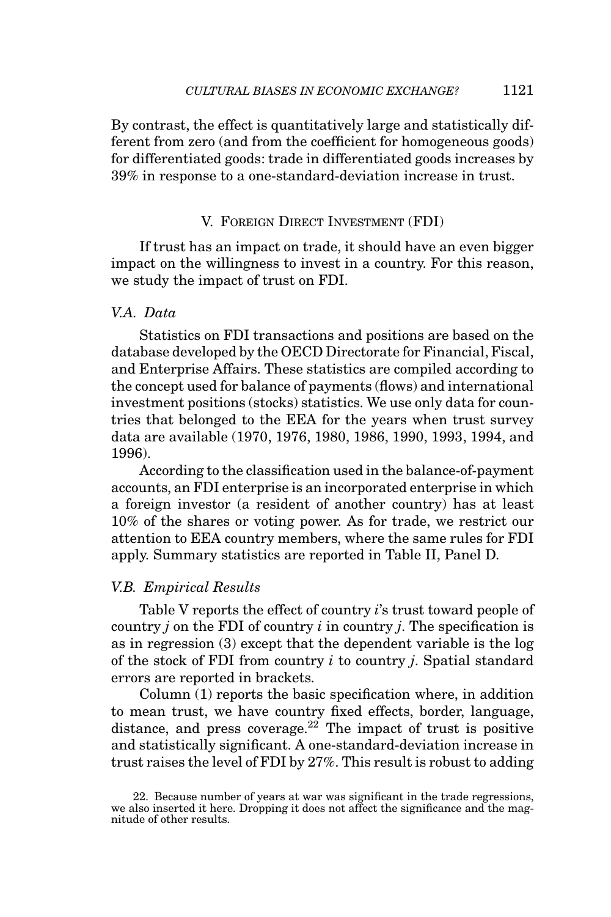By contrast, the effect is quantitatively large and statistically different from zero (and from the coefficient for homogeneous goods) for differentiated goods: trade in differentiated goods increases by 39% in response to a one-standard-deviation increase in trust.

## V. Foreign Direct Investment (FDI)

If trust has an impact on trade, it should have an even bigger impact on the willingness to invest in a country. For this reason, we study the impact of trust on FDI.

### *V.A. Data*

Statistics on FDI transactions and positions are based on the database developed by the OECD Directorate for Financial, Fiscal, and Enterprise Affairs. These statistics are compiled according to the concept used for balance of payments (flows) and international investment positions (stocks) statistics. We use only data for countries that belonged to the EEA for the years when trust survey data are available (1970, 1976, 1980, 1986, 1990, 1993, 1994, and 1996).

According to the classification used in the balance-of-payment accounts, an FDI enterprise is an incorporated enterprise in which a foreign investor (a resident of another country) has at least 10% of the shares or voting power. As for trade, we restrict our attention to EEA country members, where the same rules for FDI apply. Summary statistics are reported in Table II, Panel D.

### *V.B. Empirical Results*

Table V reports the effect of country *i*'s trust toward people of country *j* on the FDI of country *i* in country *j*. The specification is as in regression (3) except that the dependent variable is the log of the stock of FDI from country *i* to country *j*. Spatial standard errors are reported in brackets.

Column (1) reports the basic specification where, in addition to mean trust, we have country fixed effects, border, language, distance, and press coverage.[22] The impact of trust is positive and statistically significant. A one-standard-deviation increase in trust raises the level of FDI by 27%. This result is robust to adding

22. Because number of years at war was significant in the trade regressions, we also inserted it here. Dropping it does not affect the significance and the magnitude of other results.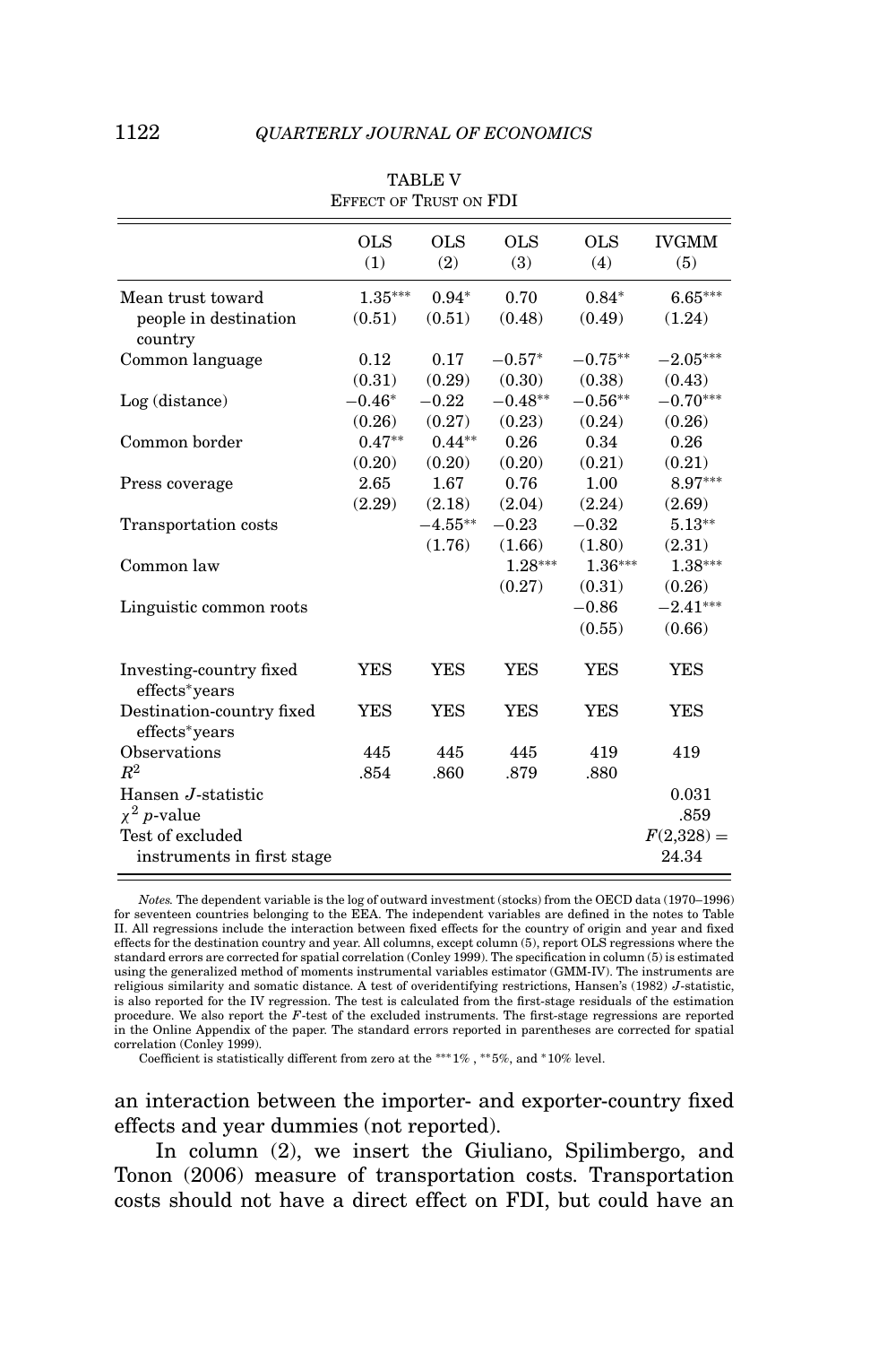TABLE V
EFFECT OF TRUST ON FDI

| | OLS (1) | OLS (2) | OLS (3) | OLS (4) | IVGMM (5) |
|---|---|---|---|---|---|
| Mean trust toward people in destination country | 1.35*** | 0.94* | 0.70 | 0.84* | 6.65*** |
| | (0.51) | (0.51) | (0.48) | (0.49) | (1.24) |
| Common language | 0.12 | 0.17 | −0.57* | −0.75** | −2.05*** |
| | (0.31) | (0.29) | (0.30) | (0.38) | (0.43) |
| Log (distance) | −0.46* | −0.22 | −0.48** | −0.56** | −0.70*** |
| | (0.26) | (0.27) | (0.23) | (0.24) | (0.26) |
| Common border | 0.47** | 0.44** | 0.26 | 0.34 | 0.26 |
| | (0.20) | (0.20) | (0.20) | (0.21) | (0.21) |
| Press coverage | 2.65 | 1.67 | 0.76 | 1.00 | 8.97*** |
| | (2.29) | (2.18) | (2.04) | (2.24) | (2.69) |
| Transportation costs | | −4.55** | −0.23 | −0.32 | 5.13** |
| | | (1.76) | (1.66) | (1.80) | (2.31) |
| Common law | | | 1.28*** | 1.36*** | 1.38*** |
| | | | (0.27) | (0.31) | (0.26) |
| Linguistic common roots | | | | −0.86 | −2.41*** |
| | | | | (0.55) | (0.66) |
| Investing-country fixed effects*years | YES | YES | YES | YES | YES |
| Destination-country fixed effects*years | YES | YES | YES | YES | YES |
| Observations | 445 | 445 | 445 | 419 | 419 |
| $R^2$ | .854 | .860 | .879 | .880 | |
| Hansen $J$-statistic | | | | | 0.031 |
| $\chi^2$ $p$-value | | | | | .859 |
| Test of excluded instruments in first stage | | | | | $F(2,328) =$ 24.34 |

*Notes.* The dependent variable is the log of outward investment (stocks) from the OECD data (1970–1996) for seventeen countries belonging to the EEA. The independent variables are defined in the notes to Table II. All regressions include the interaction between fixed effects for the country of origin and year and fixed effects for the destination country and year. All columns, except column (5), report OLS regressions where the standard errors are corrected for spatial correlation (Conley 1999). The specification in column (5) is estimated using the generalized method of moments instrumental variables estimator (GMM-IV). The instruments are religious similarity and somatic distance. A test of overidentifying restrictions, Hansen's (1982) $J$-statistic, is also reported for the IV regression. The test is calculated from the first-stage residuals of the estimation procedure. We also report the $F$-test of the excluded instruments. The first-stage regressions are reported in the Online Appendix of the paper. The standard errors reported in parentheses are corrected for spatial correlation (Conley 1999).

Coefficient is statistically different from zero at the ***1% , **5%, and *10% level.

an interaction between the importer- and exporter-country fixed effects and year dummies (not reported).

In column (2), we insert the Giuliano, Spilimbergo, and Tonon (2006) measure of transportation costs. Transportation costs should not have a direct effect on FDI, but could have an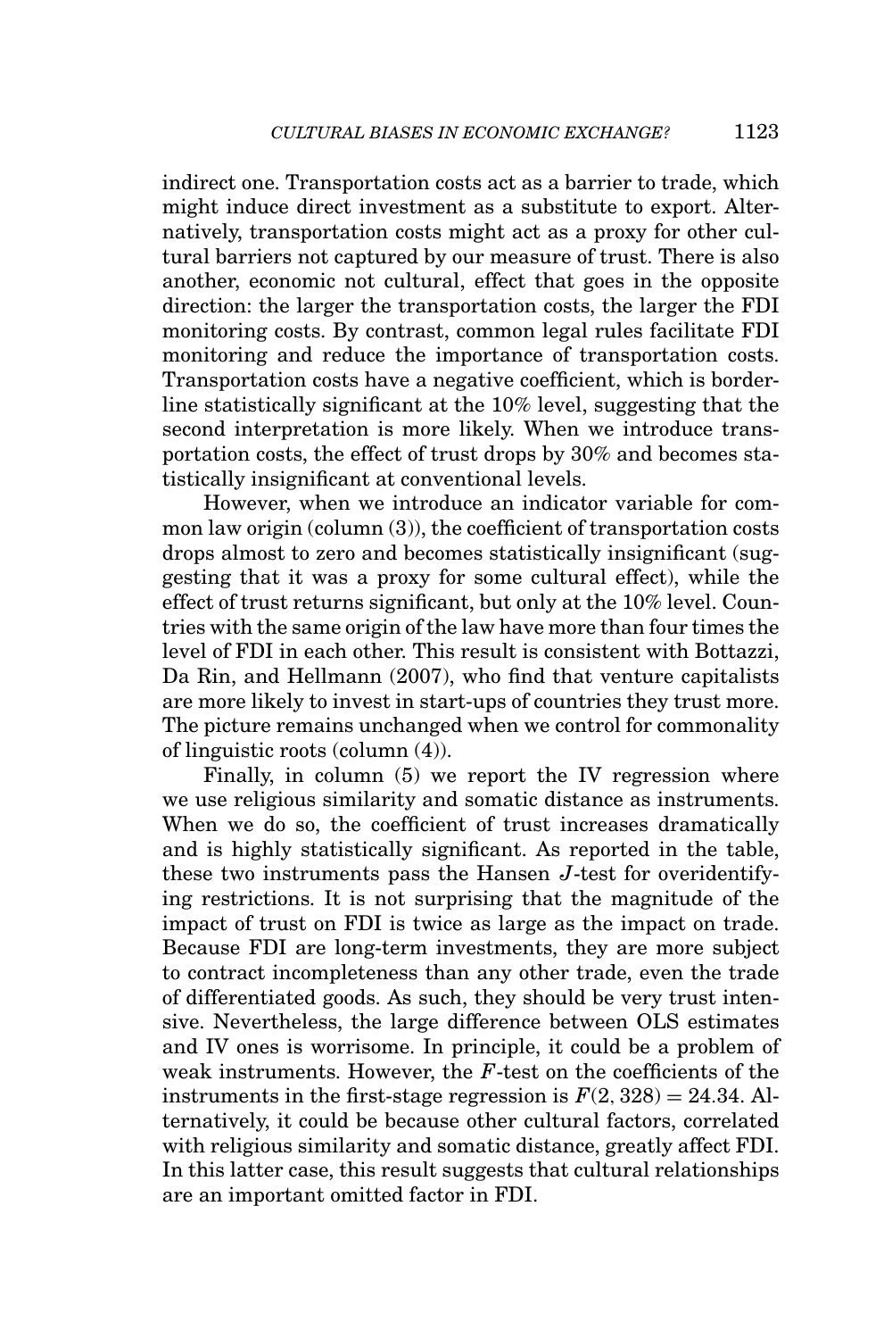indirect one. Transportation costs act as a barrier to trade, which might induce direct investment as a substitute to export. Alternatively, transportation costs might act as a proxy for other cultural barriers not captured by our measure of trust. There is also another, economic not cultural, effect that goes in the opposite direction: the larger the transportation costs, the larger the FDI monitoring costs. By contrast, common legal rules facilitate FDI monitoring and reduce the importance of transportation costs. Transportation costs have a negative coefficient, which is borderline statistically significant at the 10% level, suggesting that the second interpretation is more likely. When we introduce transportation costs, the effect of trust drops by 30% and becomes statistically insignificant at conventional levels.

However, when we introduce an indicator variable for common law origin (column (3)), the coefficient of transportation costs drops almost to zero and becomes statistically insignificant (suggesting that it was a proxy for some cultural effect), while the effect of trust returns significant, but only at the 10% level. Countries with the same origin of the law have more than four times the level of FDI in each other. This result is consistent with Bottazzi, Da Rin, and Hellmann (2007), who find that venture capitalists are more likely to invest in start-ups of countries they trust more. The picture remains unchanged when we control for commonality of linguistic roots (column (4)).

Finally, in column (5) we report the IV regression where we use religious similarity and somatic distance as instruments. When we do so, the coefficient of trust increases dramatically and is highly statistically significant. As reported in the table, these two instruments pass the Hansen $J$-test for overidentifying restrictions. It is not surprising that the magnitude of the impact of trust on FDI is twice as large as the impact on trade. Because FDI are long-term investments, they are more subject to contract incompleteness than any other trade, even the trade of differentiated goods. As such, they should be very trust intensive. Nevertheless, the large difference between OLS estimates and IV ones is worrisome. In principle, it could be a problem of weak instruments. However, the $F$-test on the coefficients of the instruments in the first-stage regression is $F(2, 328) = 24.34$. Alternatively, it could be because other cultural factors, correlated with religious similarity and somatic distance, greatly affect FDI. In this latter case, this result suggests that cultural relationships are an important omitted factor in FDI.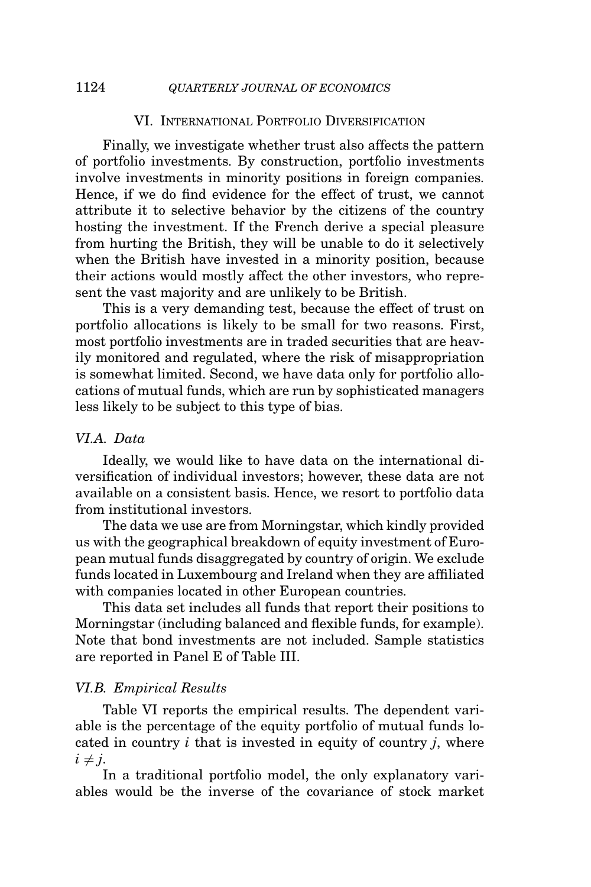## VI. International Portfolio Diversification

Finally, we investigate whether trust also affects the pattern of portfolio investments. By construction, portfolio investments involve investments in minority positions in foreign companies. Hence, if we do find evidence for the effect of trust, we cannot attribute it to selective behavior by the citizens of the country hosting the investment. If the French derive a special pleasure from hurting the British, they will be unable to do it selectively when the British have invested in a minority position, because their actions would mostly affect the other investors, who represent the vast majority and are unlikely to be British.

This is a very demanding test, because the effect of trust on portfolio allocations is likely to be small for two reasons. First, most portfolio investments are in traded securities that are heavily monitored and regulated, where the risk of misappropriation is somewhat limited. Second, we have data only for portfolio allocations of mutual funds, which are run by sophisticated managers less likely to be subject to this type of bias.

### *VI.A. Data*

Ideally, we would like to have data on the international diversification of individual investors; however, these data are not available on a consistent basis. Hence, we resort to portfolio data from institutional investors.

The data we use are from Morningstar, which kindly provided us with the geographical breakdown of equity investment of European mutual funds disaggregated by country of origin. We exclude funds located in Luxembourg and Ireland when they are affiliated with companies located in other European countries.

This data set includes all funds that report their positions to Morningstar (including balanced and flexible funds, for example). Note that bond investments are not included. Sample statistics are reported in Panel E of Table III.

### *VI.B. Empirical Results*

Table VI reports the empirical results. The dependent variable is the percentage of the equity portfolio of mutual funds located in country $i$ that is invested in equity of country $j$, where $i \neq j$.

In a traditional portfolio model, the only explanatory variables would be the inverse of the covariance of stock market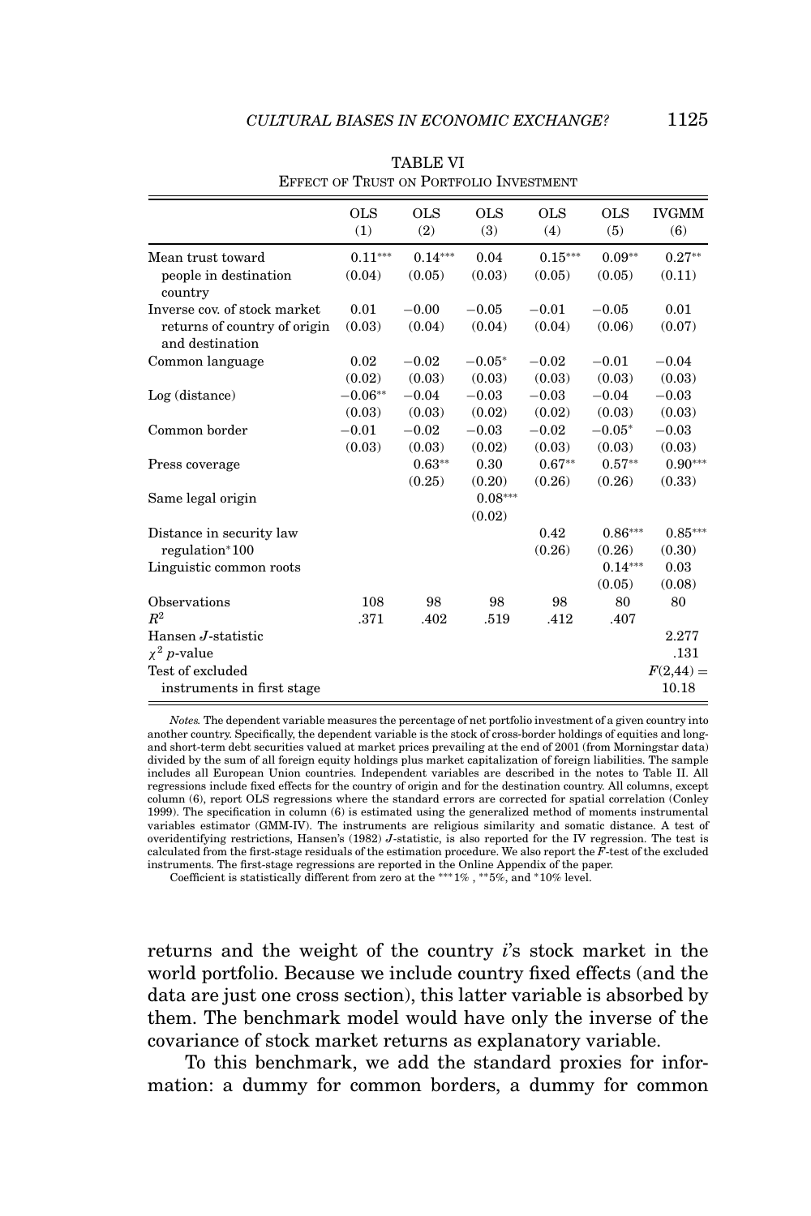TABLE VI
EFFECT OF TRUST ON PORTFOLIO INVESTMENT

| | OLS (1) | OLS (2) | OLS (3) | OLS (4) | OLS (5) | IVGMM (6) |
|---|---|---|---|---|---|---|
| Mean trust toward people in destination country | 0.11*** | 0.14*** | 0.04 | 0.15*** | 0.09** | 0.27** |
| | (0.04) | (0.05) | (0.03) | (0.05) | (0.05) | (0.11) |
| Inverse cov. of stock market returns of country of origin and destination | 0.01 | −0.00 | −0.05 | −0.01 | −0.05 | 0.01 |
| | (0.03) | (0.04) | (0.04) | (0.04) | (0.06) | (0.07) |
| Common language | 0.02 | −0.02 | −0.05* | −0.02 | −0.01 | −0.04 |
| | (0.02) | (0.03) | (0.03) | (0.03) | (0.03) | (0.03) |
| Log (distance) | −0.06** | −0.04 | −0.03 | −0.03 | −0.04 | −0.03 |
| | (0.03) | (0.03) | (0.02) | (0.02) | (0.03) | (0.03) |
| Common border | −0.01 | −0.02 | −0.03 | −0.02 | −0.05* | −0.03 |
| | (0.03) | (0.03) | (0.02) | (0.03) | (0.03) | (0.03) |
| Press coverage | | 0.63** | 0.30 | 0.67** | 0.57** | 0.90*** |
| | | (0.25) | (0.20) | (0.26) | (0.26) | (0.33) |
| Same legal origin | | | 0.08*** | | | |
| | | | (0.02) | | | |
| Distance in security law regulation*100 | | | | 0.42 | 0.86*** | 0.85*** |
| | | | | (0.26) | (0.26) | (0.30) |
| Linguistic common roots | | | | | 0.14*** | 0.03 |
| | | | | | (0.05) | (0.08) |
| Observations | 108 | 98 | 98 | 98 | 80 | 80 |
| $R^2$ | .371 | .402 | .519 | .412 | .407 | |
| Hansen $J$-statistic | | | | | | 2.277 |
| $\chi^2$ $p$-value | | | | | | .131 |
| Test of excluded instruments in first stage | | | | | | $F(2,44) =$ 10.18 |

*Notes.* The dependent variable measures the percentage of net portfolio investment of a given country into another country. Specifically, the dependent variable is the stock of cross-border holdings of equities and long- and short-term debt securities valued at market prices prevailing at the end of 2001 (from Morningstar data) divided by the sum of all foreign equity holdings plus market capitalization of foreign liabilities. The sample includes all European Union countries. Independent variables are described in the notes to Table II. All regressions include fixed effects for the country of origin and for the destination country. All columns, except column (6), report OLS regressions where the standard errors are corrected for spatial correlation (Conley 1999). The specification in column (6) is estimated using the generalized method of moments instrumental variables estimator (GMM-IV). The instruments are religious similarity and somatic distance. A test of overidentifying restrictions, Hansen's (1982) $J$-statistic, is also reported for the IV regression. The test is calculated from the first-stage residuals of the estimation procedure. We also report the $F$-test of the excluded instruments. The first-stage regressions are reported in the Online Appendix of the paper.
Coefficient is statistically different from zero at the ***1% , **5%, and *10% level.

returns and the weight of the country $i$'s stock market in the world portfolio. Because we include country fixed effects (and the data are just one cross section), this latter variable is absorbed by them. The benchmark model would have only the inverse of the covariance of stock market returns as explanatory variable.

To this benchmark, we add the standard proxies for information: a dummy for common borders, a dummy for common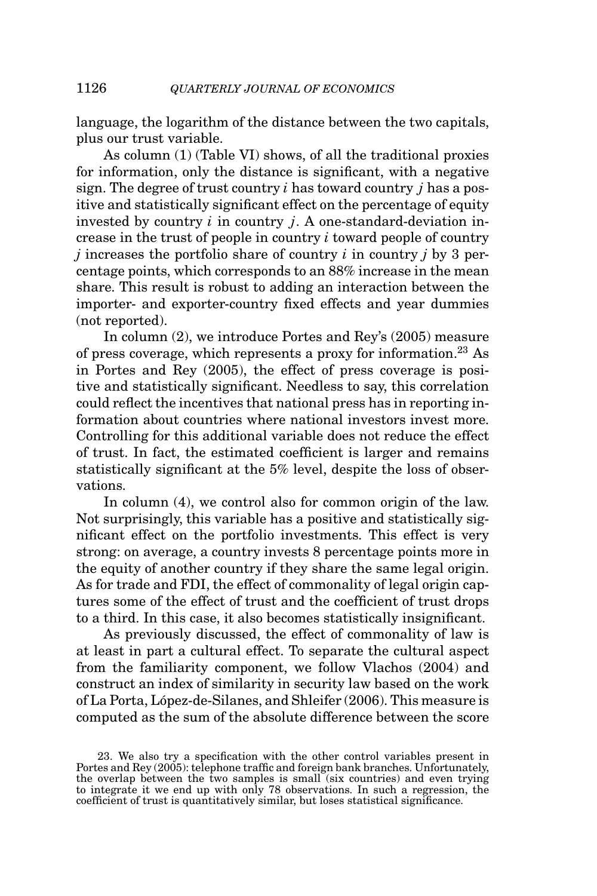language, the logarithm of the distance between the two capitals, plus our trust variable.

As column (1) (Table VI) shows, of all the traditional proxies for information, only the distance is significant, with a negative sign. The degree of trust country $i$ has toward country $j$ has a positive and statistically significant effect on the percentage of equity invested by country $i$ in country $j$. A one-standard-deviation increase in the trust of people in country $i$ toward people of country $j$ increases the portfolio share of country $i$ in country $j$ by 3 percentage points, which corresponds to an 88% increase in the mean share. This result is robust to adding an interaction between the importer- and exporter-country fixed effects and year dummies (not reported).

In column (2), we introduce Portes and Rey's (2005) measure of press coverage, which represents a proxy for information.[23] As in Portes and Rey (2005), the effect of press coverage is positive and statistically significant. Needless to say, this correlation could reflect the incentives that national press has in reporting information about countries where national investors invest more. Controlling for this additional variable does not reduce the effect of trust. In fact, the estimated coefficient is larger and remains statistically significant at the 5% level, despite the loss of observations.

In column (4), we control also for common origin of the law. Not surprisingly, this variable has a positive and statistically significant effect on the portfolio investments. This effect is very strong: on average, a country invests 8 percentage points more in the equity of another country if they share the same legal origin. As for trade and FDI, the effect of commonality of legal origin captures some of the effect of trust and the coefficient of trust drops to a third. In this case, it also becomes statistically insignificant.

As previously discussed, the effect of commonality of law is at least in part a cultural effect. To separate the cultural aspect from the familiarity component, we follow Vlachos (2004) and construct an index of similarity in security law based on the work of La Porta, López-de-Silanes, and Shleifer (2006). This measure is computed as the sum of the absolute difference between the score

23. We also try a specification with the other control variables present in Portes and Rey (2005): telephone traffic and foreign bank branches. Unfortunately, the overlap between the two samples is small (six countries) and even trying to integrate it we end up with only 78 observations. In such a regression, the coefficient of trust is quantitatively similar, but loses statistical significance.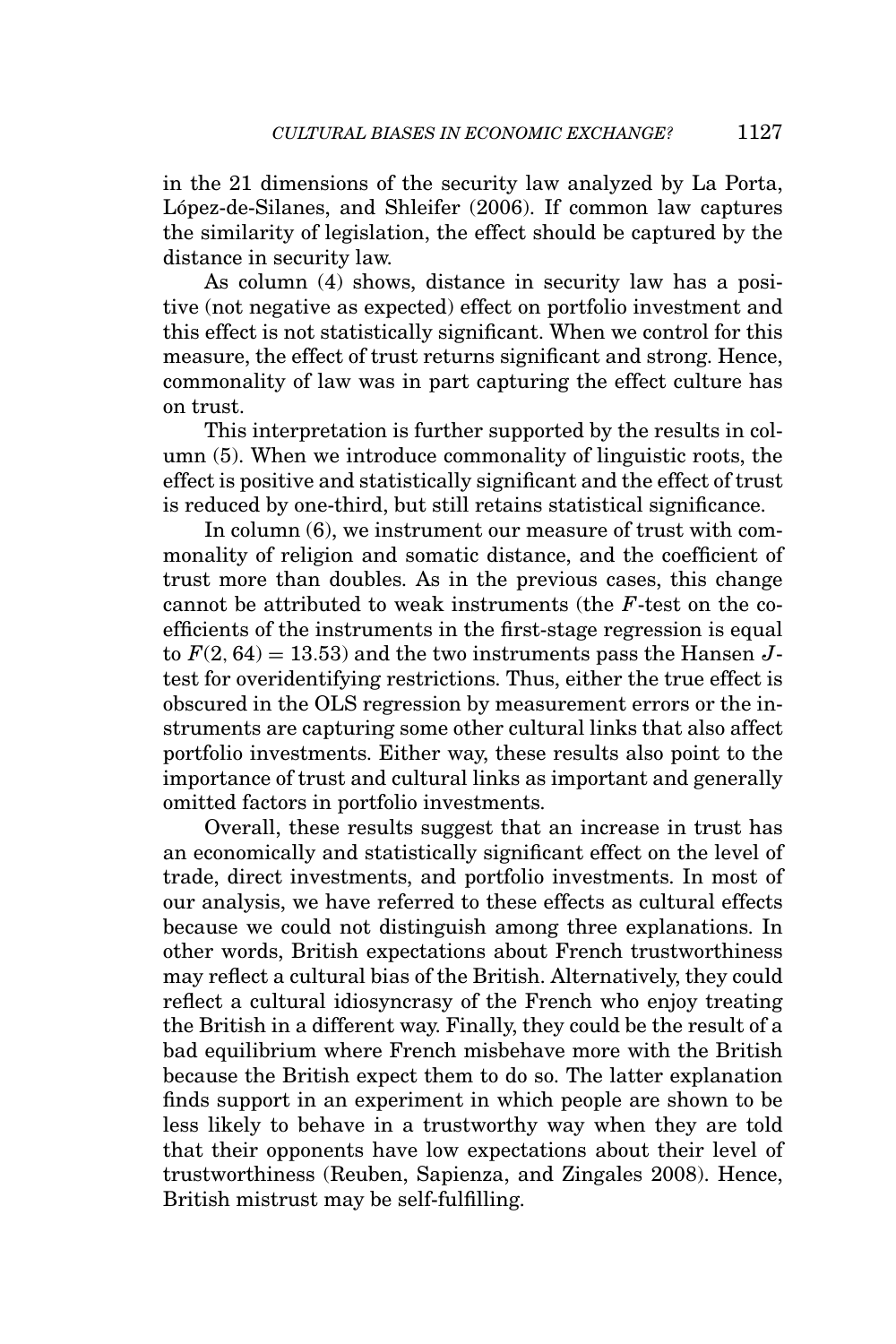in the 21 dimensions of the security law analyzed by La Porta, López-de-Silanes, and Shleifer (2006). If common law captures the similarity of legislation, the effect should be captured by the distance in security law.

As column (4) shows, distance in security law has a positive (not negative as expected) effect on portfolio investment and this effect is not statistically significant. When we control for this measure, the effect of trust returns significant and strong. Hence, commonality of law was in part capturing the effect culture has on trust.

This interpretation is further supported by the results in column (5). When we introduce commonality of linguistic roots, the effect is positive and statistically significant and the effect of trust is reduced by one-third, but still retains statistical significance.

In column (6), we instrument our measure of trust with commonality of religion and somatic distance, and the coefficient of trust more than doubles. As in the previous cases, this change cannot be attributed to weak instruments (the $F$-test on the coefficients of the instruments in the first-stage regression is equal to $F(2, 64) = 13.53$) and the two instruments pass the Hansen $J$-test for overidentifying restrictions. Thus, either the true effect is obscured in the OLS regression by measurement errors or the instruments are capturing some other cultural links that also affect portfolio investments. Either way, these results also point to the importance of trust and cultural links as important and generally omitted factors in portfolio investments.

Overall, these results suggest that an increase in trust has an economically and statistically significant effect on the level of trade, direct investments, and portfolio investments. In most of our analysis, we have referred to these effects as cultural effects because we could not distinguish among three explanations. In other words, British expectations about French trustworthiness may reflect a cultural bias of the British. Alternatively, they could reflect a cultural idiosyncrasy of the French who enjoy treating the British in a different way. Finally, they could be the result of a bad equilibrium where French misbehave more with the British because the British expect them to do so. The latter explanation finds support in an experiment in which people are shown to be less likely to behave in a trustworthy way when they are told that their opponents have low expectations about their level of trustworthiness (Reuben, Sapienza, and Zingales 2008). Hence, British mistrust may be self-fulfilling.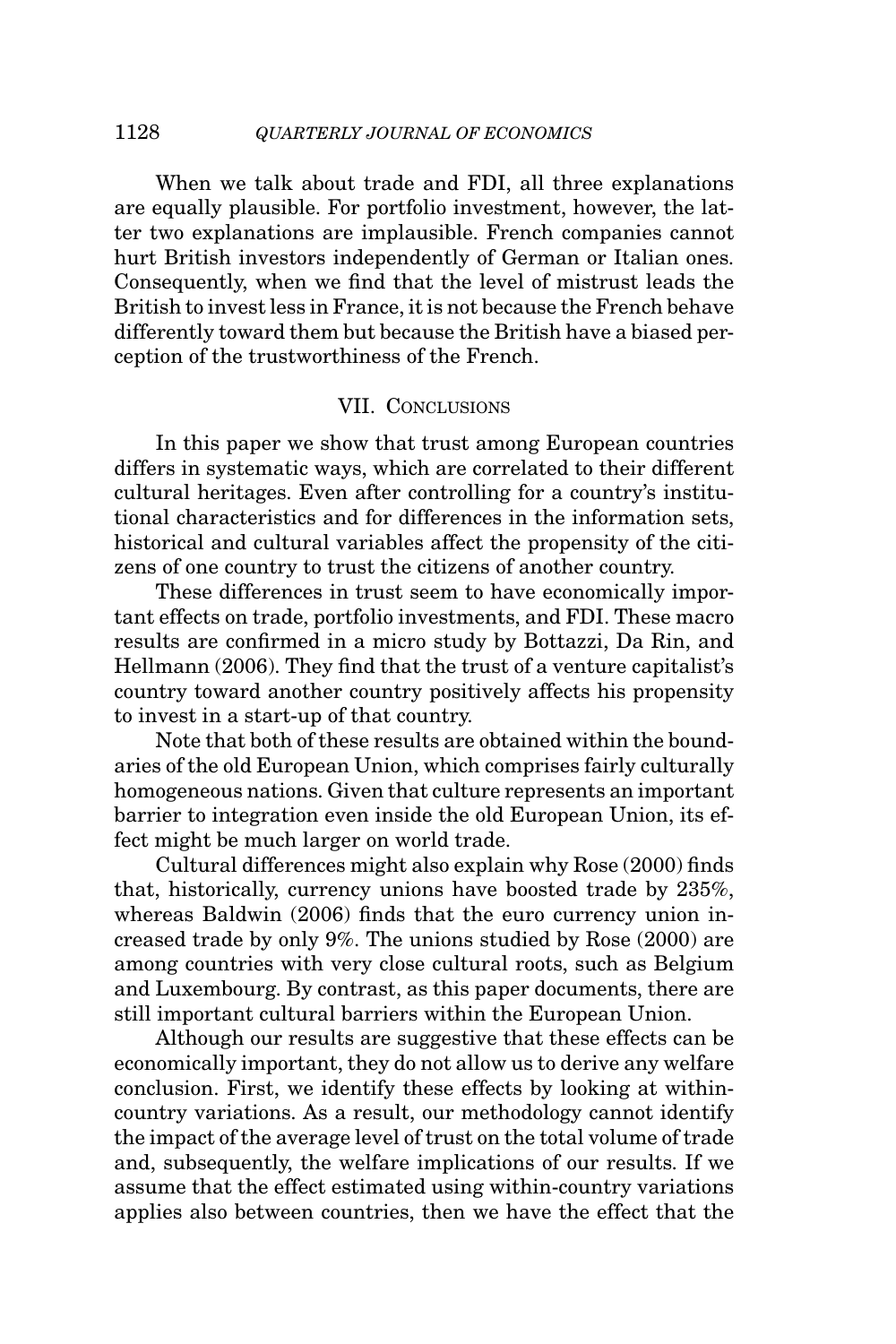When we talk about trade and FDI, all three explanations are equally plausible. For portfolio investment, however, the latter two explanations are implausible. French companies cannot hurt British investors independently of German or Italian ones. Consequently, when we find that the level of mistrust leads the British to invest less in France, it is not because the French behave differently toward them but because the British have a biased perception of the trustworthiness of the French.

## VII. Conclusions

In this paper we show that trust among European countries differs in systematic ways, which are correlated to their different cultural heritages. Even after controlling for a country's institutional characteristics and for differences in the information sets, historical and cultural variables affect the propensity of the citizens of one country to trust the citizens of another country.

These differences in trust seem to have economically important effects on trade, portfolio investments, and FDI. These macro results are confirmed in a micro study by Bottazzi, Da Rin, and Hellmann (2006). They find that the trust of a venture capitalist's country toward another country positively affects his propensity to invest in a start-up of that country.

Note that both of these results are obtained within the boundaries of the old European Union, which comprises fairly culturally homogeneous nations. Given that culture represents an important barrier to integration even inside the old European Union, its effect might be much larger on world trade.

Cultural differences might also explain why Rose (2000) finds that, historically, currency unions have boosted trade by 235%, whereas Baldwin (2006) finds that the euro currency union increased trade by only 9%. The unions studied by Rose (2000) are among countries with very close cultural roots, such as Belgium and Luxembourg. By contrast, as this paper documents, there are still important cultural barriers within the European Union.

Although our results are suggestive that these effects can be economically important, they do not allow us to derive any welfare conclusion. First, we identify these effects by looking at within-country variations. As a result, our methodology cannot identify the impact of the average level of trust on the total volume of trade and, subsequently, the welfare implications of our results. If we assume that the effect estimated using within-country variations applies also between countries, then we have the effect that the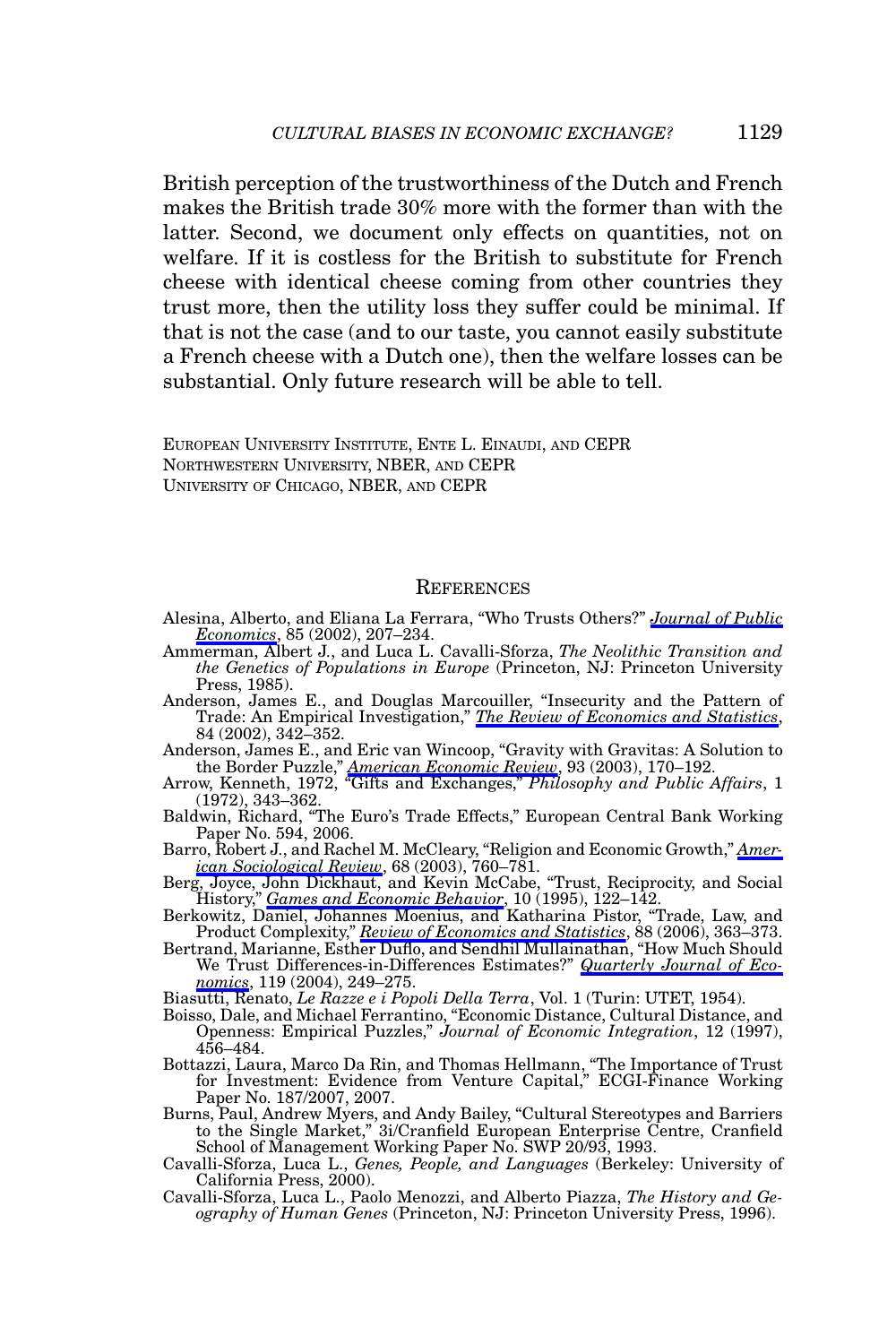British perception of the trustworthiness of the Dutch and French makes the British trade 30% more with the former than with the latter. Second, we document only effects on quantities, not on welfare. If it is costless for the British to substitute for French cheese with identical cheese coming from other countries they trust more, then the utility loss they suffer could be minimal. If that is not the case (and to our taste, you cannot easily substitute a French cheese with a Dutch one), then the welfare losses can be substantial. Only future research will be able to tell.

EUROPEAN UNIVERSITY INSTITUTE, ENTE L. EINAUDI, AND CEPR
NORTHWESTERN UNIVERSITY, NBER, AND CEPR
UNIVERSITY OF CHICAGO, NBER, AND CEPR

## REFERENCES

Alesina, Alberto, and Eliana La Ferrara, "Who Trusts Others?" *Journal of Public Economics*, 85 (2002), 207–234.

Ammerman, Albert J., and Luca L. Cavalli-Sforza, *The Neolithic Transition and the Genetics of Populations in Europe* (Princeton, NJ: Princeton University Press, 1985).

Anderson, James E., and Douglas Marcouiller, "Insecurity and the Pattern of Trade: An Empirical Investigation," *The Review of Economics and Statistics*, 84 (2002), 342–352.

Anderson, James E., and Eric van Wincoop, "Gravity with Gravitas: A Solution to the Border Puzzle," *American Economic Review*, 93 (2003), 170–192.

Arrow, Kenneth, 1972, "Gifts and Exchanges," *Philosophy and Public Affairs*, 1 (1972), 343–362.

Baldwin, Richard, "The Euro's Trade Effects," European Central Bank Working Paper No. 594, 2006.

Barro, Robert J., and Rachel M. McCleary, "Religion and Economic Growth," *American Sociological Review*, 68 (2003), 760–781.

Berg, Joyce, John Dickhaut, and Kevin McCabe, "Trust, Reciprocity, and Social History," *Games and Economic Behavior*, 10 (1995), 122–142.

Berkowitz, Daniel, Johannes Moenius, and Katharina Pistor, "Trade, Law, and Product Complexity," *Review of Economics and Statistics*, 88 (2006), 363–373.

Bertrand, Marianne, Esther Duflo, and Sendhil Mullainathan, "How Much Should We Trust Differences-in-Differences Estimates?" *Quarterly Journal of Economics*, 119 (2004), 249–275.

Biasutti, Renato, *Le Razze e i Popoli Della Terra*, Vol. 1 (Turin: UTET, 1954).

Boisso, Dale, and Michael Ferrantino, "Economic Distance, Cultural Distance, and Openness: Empirical Puzzles," *Journal of Economic Integration*, 12 (1997), 456–484.

Bottazzi, Laura, Marco Da Rin, and Thomas Hellmann, "The Importance of Trust for Investment: Evidence from Venture Capital," ECGI-Finance Working Paper No. 187/2007, 2007.

Burns, Paul, Andrew Myers, and Andy Bailey, "Cultural Stereotypes and Barriers to the Single Market," 3i/Cranfield European Enterprise Centre, Cranfield School of Management Working Paper No. SWP 20/93, 1993.

Cavalli-Sforza, Luca L., *Genes, People, and Languages* (Berkeley: University of California Press, 2000).

Cavalli-Sforza, Luca L., Paolo Menozzi, and Alberto Piazza, *The History and Geography of Human Genes* (Princeton, NJ: Princeton University Press, 1996).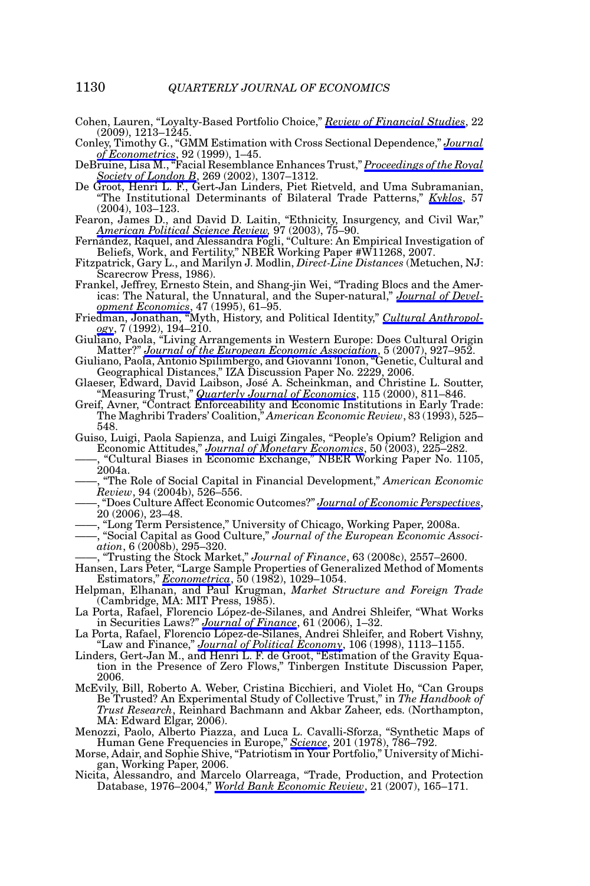Cohen, Lauren, "Loyalty-Based Portfolio Choice," *Review of Financial Studies*, 22 (2009), 1213–1245.

Conley, Timothy G., "GMM Estimation with Cross Sectional Dependence," *Journal of Econometrics*, 92 (1999), 1–45.

DeBruine, Lisa M., "Facial Resemblance Enhances Trust," *Proceedings of the Royal Society of London B*, 269 (2002), 1307–1312.

De Groot, Henri L. F., Gert-Jan Linders, Piet Rietveld, and Uma Subramanian, "The Institutional Determinants of Bilateral Trade Patterns," *Kyklos*, 57 (2004), 103–123.

Fearon, James D., and David D. Laitin, "Ethnicity, Insurgency, and Civil War," *American Political Science Review*, 97 (2003), 75–90.

Fernández, Raquel, and Alessandra Fogli, "Culture: An Empirical Investigation of Beliefs, Work, and Fertility," NBER Working Paper #W11268, 2007.

Fitzpatrick, Gary L., and Marilyn J. Modlin, *Direct-Line Distances* (Metuchen, NJ: Scarecrow Press, 1986).

Frankel, Jeffrey, Ernesto Stein, and Shang-jin Wei, "Trading Blocs and the Americas: The Natural, the Unnatural, and the Super-natural," *Journal of Development Economics*, 47 (1995), 61–95.

Friedman, Jonathan, "Myth, History, and Political Identity," *Cultural Anthropology*, 7 (1992), 194–210.

Giuliano, Paola, "Living Arrangements in Western Europe: Does Cultural Origin Matter?" *Journal of the European Economic Association*, 5 (2007), 927–952.

Giuliano, Paola, Antonio Spilimbergo, and Giovanni Tonon, "Genetic, Cultural and Geographical Distances," IZA Discussion Paper No. 2229, 2006.

Glaeser, Edward, David Laibson, José A. Scheinkman, and Christine L. Soutter, "Measuring Trust," *Quarterly Journal of Economics*, 115 (2000), 811–846.

Greif, Avner, "Contract Enforceability and Economic Institutions in Early Trade: The Maghribi Traders' Coalition," *American Economic Review*, 83 (1993), 525–548.

Guiso, Luigi, Paola Sapienza, and Luigi Zingales, "People's Opium? Religion and Economic Attitudes," *Journal of Monetary Economics*, 50 (2003), 225–282.

——, "Cultural Biases in Economic Exchange," NBER Working Paper No. 1105, 2004a.

——, "The Role of Social Capital in Financial Development," *American Economic Review*, 94 (2004b), 526–556.

——, "Does Culture Affect Economic Outcomes?" *Journal of Economic Perspectives*, 20 (2006), 23–48.

——, "Long Term Persistence," University of Chicago, Working Paper, 2008a.

——, "Social Capital as Good Culture," *Journal of the European Economic Association*, 6 (2008b), 295–320.

——, "Trusting the Stock Market," *Journal of Finance*, 63 (2008c), 2557–2600.

Hansen, Lars Peter, "Large Sample Properties of Generalized Method of Moments Estimators," *Econometrica*, 50 (1982), 1029–1054.

Helpman, Elhanan, and Paul Krugman, *Market Structure and Foreign Trade* (Cambridge, MA: MIT Press, 1985).

La Porta, Rafael, Florencio López-de-Silanes, and Andrei Shleifer, "What Works in Securities Laws?" *Journal of Finance*, 61 (2006), 1–32.

La Porta, Rafael, Florencio López-de-Silanes, Andrei Shleifer, and Robert Vishny, "Law and Finance," *Journal of Political Economy*, 106 (1998), 1113–1155.

Linders, Gert-Jan M., and Henri L. F. de Groot, "Estimation of the Gravity Equation in the Presence of Zero Flows," Tinbergen Institute Discussion Paper, 2006.

McEvily, Bill, Roberto A. Weber, Cristina Bicchieri, and Violet Ho, "Can Groups Be Trusted? An Experimental Study of Collective Trust," in *The Handbook of Trust Research*, Reinhard Bachmann and Akbar Zaheer, eds. (Northampton, MA: Edward Elgar, 2006).

Menozzi, Paolo, Alberto Piazza, and Luca L. Cavalli-Sforza, "Synthetic Maps of Human Gene Frequencies in Europe," *Science*, 201 (1978), 786–792.

Morse, Adair, and Sophie Shive, "Patriotism in Your Portfolio," University of Michigan, Working Paper, 2006.

Nicita, Alessandro, and Marcelo Olarreaga, "Trade, Production, and Protection Database, 1976–2004," *World Bank Economic Review*, 21 (2007), 165–171.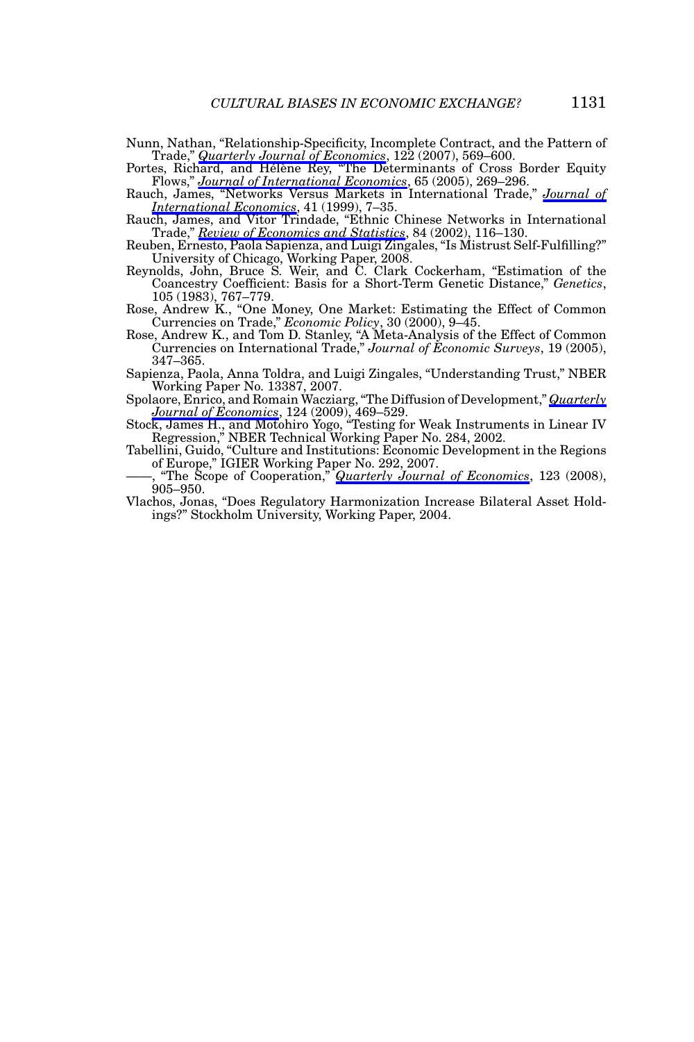Nunn, Nathan, "Relationship-Specificity, Incomplete Contract, and the Pattern of Trade," *Quarterly Journal of Economics*, 122 (2007), 569–600.

Portes, Richard, and Hélène Rey, "The Determinants of Cross Border Equity Flows," *Journal of International Economics*, 65 (2005), 269–296.

Rauch, James, "Networks Versus Markets in International Trade," *Journal of International Economics*, 41 (1999), 7–35.

Rauch, James, and Vitor Trindade, "Ethnic Chinese Networks in International Trade," *Review of Economics and Statistics*, 84 (2002), 116–130.

Reuben, Ernesto, Paola Sapienza, and Luigi Zingales, "Is Mistrust Self-Fulfilling?" University of Chicago, Working Paper, 2008.

Reynolds, John, Bruce S. Weir, and C. Clark Cockerham, "Estimation of the Coancestry Coefficient: Basis for a Short-Term Genetic Distance," *Genetics*, 105 (1983), 767–779.

Rose, Andrew K., "One Money, One Market: Estimating the Effect of Common Currencies on Trade," *Economic Policy*, 30 (2000), 9–45.

Rose, Andrew K., and Tom D. Stanley, "A Meta-Analysis of the Effect of Common Currencies on International Trade," *Journal of Economic Surveys*, 19 (2005), 347–365.

Sapienza, Paola, Anna Toldra, and Luigi Zingales, "Understanding Trust," NBER Working Paper No. 13387, 2007.

Spolaore, Enrico, and Romain Wacziarg, "The Diffusion of Development," *Quarterly Journal of Economics*, 124 (2009), 469–529.

Stock, James H., and Motohiro Yogo, "Testing for Weak Instruments in Linear IV Regression," NBER Technical Working Paper No. 284, 2002.

Tabellini, Guido, "Culture and Institutions: Economic Development in the Regions of Europe," IGIER Working Paper No. 292, 2007.

——, "The Scope of Cooperation," *Quarterly Journal of Economics*, 123 (2008), 905–950.

Vlachos, Jonas, "Does Regulatory Harmonization Increase Bilateral Asset Holdings?" Stockholm University, Working Paper, 2004.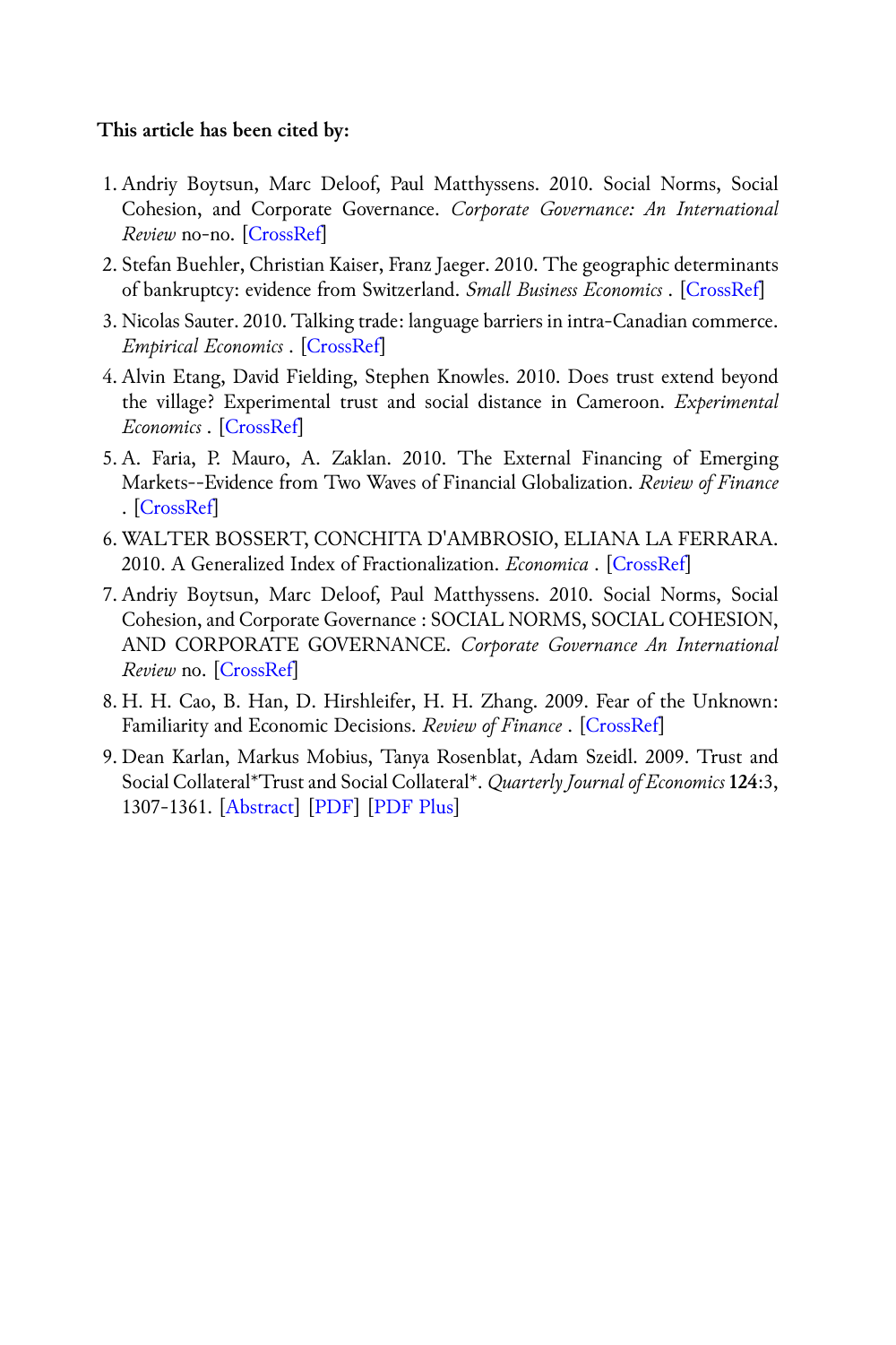**This article has been cited by:**

1. Andriy Boytsun, Marc Deloof, Paul Matthyssens. 2010. Social Norms, Social Cohesion, and Corporate Governance. *Corporate Governance: An International Review* no-no. [CrossRef]
2. Stefan Buehler, Christian Kaiser, Franz Jaeger. 2010. The geographic determinants of bankruptcy: evidence from Switzerland. *Small Business Economics* . [CrossRef]
3. Nicolas Sauter. 2010. Talking trade: language barriers in intra-Canadian commerce. *Empirical Economics* . [CrossRef]
4. Alvin Etang, David Fielding, Stephen Knowles. 2010. Does trust extend beyond the village? Experimental trust and social distance in Cameroon. *Experimental Economics* . [CrossRef]
5. A. Faria, P. Mauro, A. Zaklan. 2010. The External Financing of Emerging Markets--Evidence from Two Waves of Financial Globalization. *Review of Finance* . [CrossRef]
6. WALTER BOSSERT, CONCHITA D'AMBROSIO, ELIANA LA FERRARA. 2010. A Generalized Index of Fractionalization. *Economica* . [CrossRef]
7. Andriy Boytsun, Marc Deloof, Paul Matthyssens. 2010. Social Norms, Social Cohesion, and Corporate Governance : SOCIAL NORMS, SOCIAL COHESION, AND CORPORATE GOVERNANCE. *Corporate Governance An International Review* no. [CrossRef]
8. H. H. Cao, B. Han, D. Hirshleifer, H. H. Zhang. 2009. Fear of the Unknown: Familiarity and Economic Decisions. *Review of Finance* . [CrossRef]
9. Dean Karlan, Markus Mobius, Tanya Rosenblat, Adam Szeidl. 2009. Trust and Social Collateral*Trust and Social Collateral*. *Quarterly Journal of Economics* **124**:3, 1307-1361. [Abstract] [PDF] [PDF Plus]